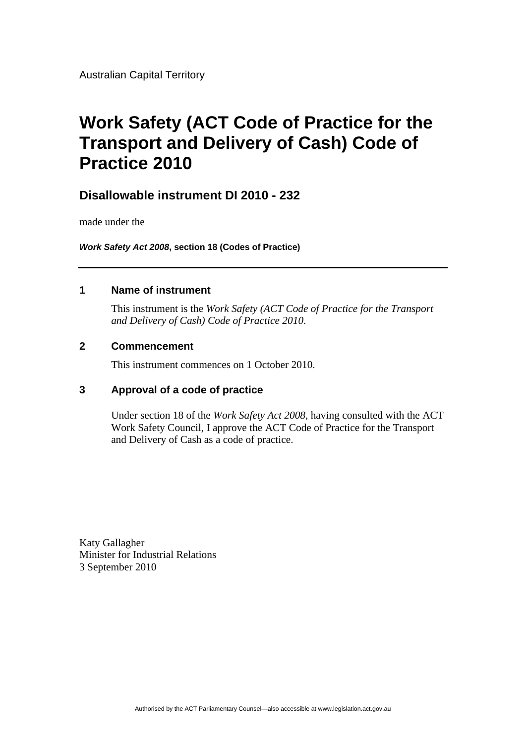Australian Capital Territory

# Work Safety (ACT Code of Practice for the Transport and Delivery of Cash) Code of Practice 2010

## Disallowable instrument DI 2010 - 232

made under the

***Work Safety Act 2008*, section 18 (Codes of Practice)**

---

### 1 Name of instrument

This instrument is the *Work Safety (ACT Code of Practice for the Transport and Delivery of Cash) Code of Practice 2010*.

### 2 Commencement

This instrument commences on 1 October 2010.

### 3 Approval of a code of practice

Under section 18 of the *Work Safety Act 2008*, having consulted with the ACT Work Safety Council, I approve the ACT Code of Practice for the Transport and Delivery of Cash as a code of practice.

Katy Gallagher
Minister for Industrial Relations
3 September 2010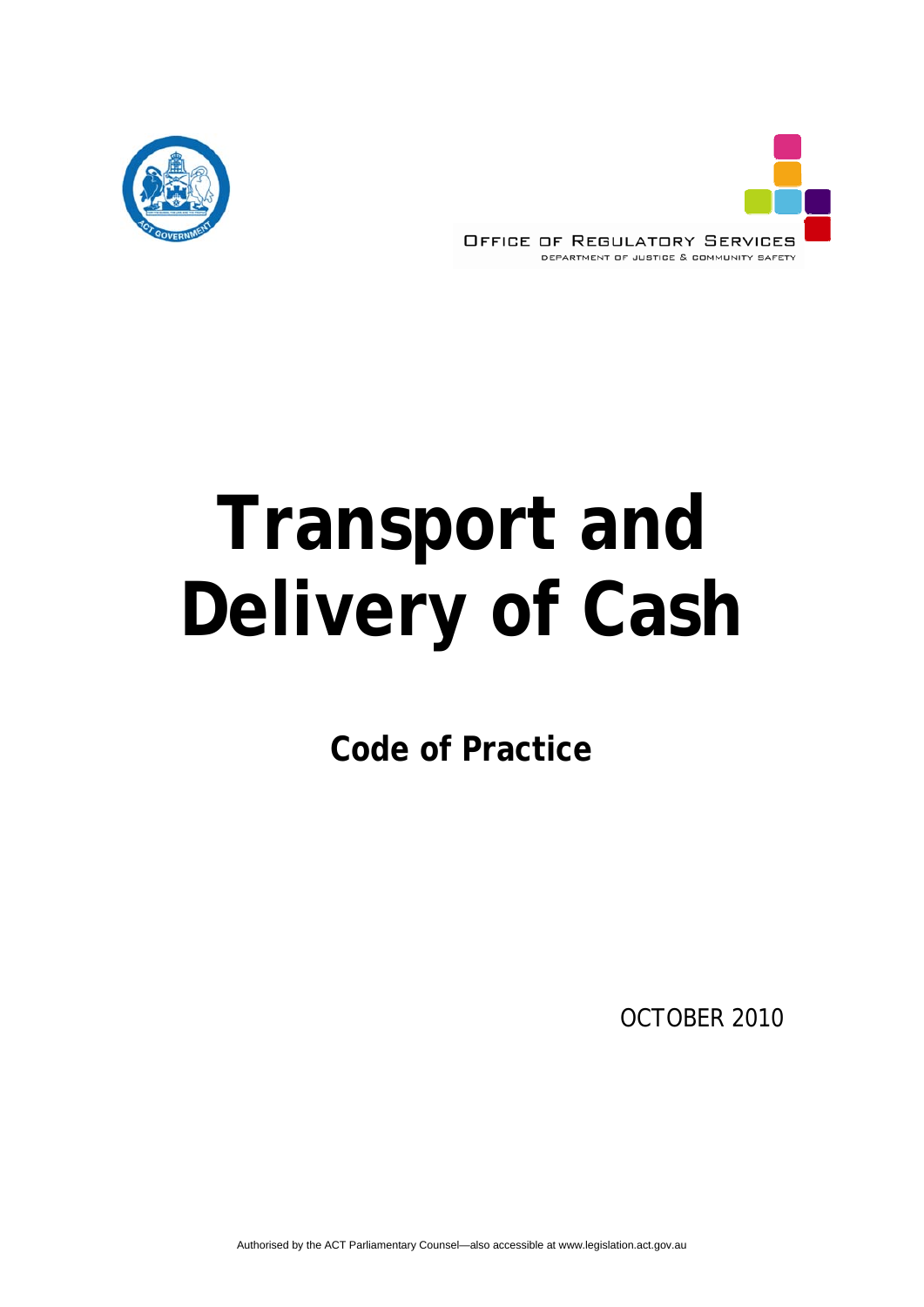OFFICE OF REGULATORY SERVICES

DEPARTMENT OF JUSTICE & COMMUNITY SAFETY

# Transport and Delivery of Cash

## Code of Practice

OCTOBER 2010

Authorised by the ACT Parliamentary Counsel—also accessible at www.legislation.act.gov.au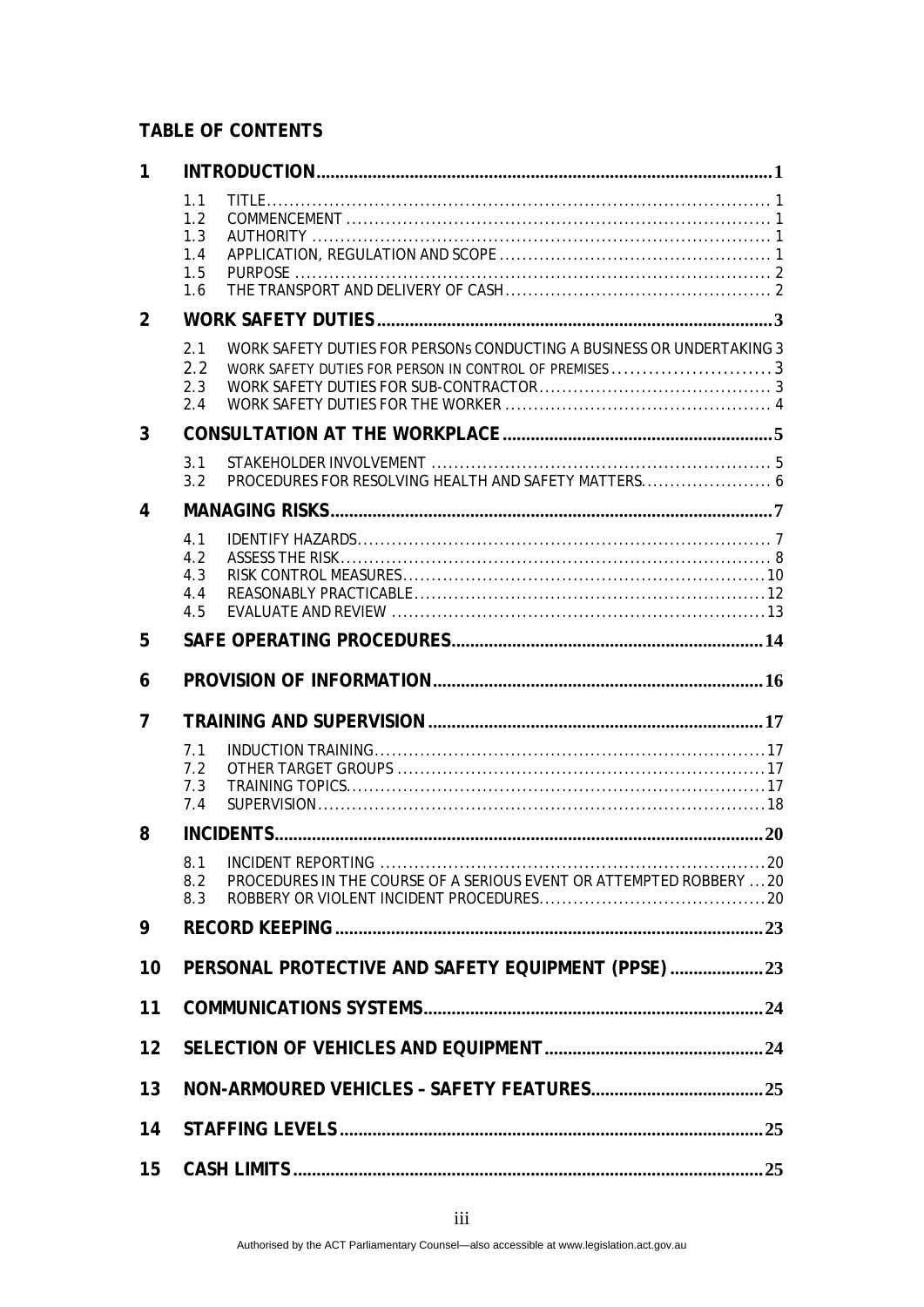**TABLE OF CONTENTS**

| | | | |
|---|---|---|---|
| **1** | **INTRODUCTION** | | **1** |
| | 1.1 | TITLE | 1 |
| | 1.2 | COMMENCEMENT | 1 |
| | 1.3 | AUTHORITY | 1 |
| | 1.4 | APPLICATION, REGULATION AND SCOPE | 1 |
| | 1.5 | PURPOSE | 2 |
| | 1.6 | THE TRANSPORT AND DELIVERY OF CASH | 2 |
| **2** | **WORK SAFETY DUTIES** | | **3** |
| | 2.1 | WORK SAFETY DUTIES FOR PERSONS CONDUCTING A BUSINESS OR UNDERTAKING | 3 |
| | 2.2 | WORK SAFETY DUTIES FOR PERSON IN CONTROL OF PREMISES | 3 |
| | 2.3 | WORK SAFETY DUTIES FOR SUB-CONTRACTOR | 3 |
| | 2.4 | WORK SAFETY DUTIES FOR THE WORKER | 4 |
| **3** | **CONSULTATION AT THE WORKPLACE** | | **5** |
| | 3.1 | STAKEHOLDER INVOLVEMENT | 5 |
| | 3.2 | PROCEDURES FOR RESOLVING HEALTH AND SAFETY MATTERS | 6 |
| **4** | **MANAGING RISKS** | | **7** |
| | 4.1 | IDENTIFY HAZARDS | 7 |
| | 4.2 | ASSESS THE RISK | 8 |
| | 4.3 | RISK CONTROL MEASURES | 10 |
| | 4.4 | REASONABLY PRACTICABLE | 12 |
| | 4.5 | EVALUATE AND REVIEW | 13 |
| **5** | **SAFE OPERATING PROCEDURES** | | **14** |
| **6** | **PROVISION OF INFORMATION** | | **16** |
| **7** | **TRAINING AND SUPERVISION** | | **17** |
| | 7.1 | INDUCTION TRAINING | 17 |
| | 7.2 | OTHER TARGET GROUPS | 17 |
| | 7.3 | TRAINING TOPICS | 17 |
| | 7.4 | SUPERVISION | 18 |
| **8** | **INCIDENTS** | | **20** |
| | 8.1 | INCIDENT REPORTING | 20 |
| | 8.2 | PROCEDURES IN THE COURSE OF A SERIOUS EVENT OR ATTEMPTED ROBBERY | 20 |
| | 8.3 | ROBBERY OR VIOLENT INCIDENT PROCEDURES | 20 |
| **9** | **RECORD KEEPING** | | **23** |
| **10** | **PERSONAL PROTECTIVE AND SAFETY EQUIPMENT (PPSE)** | | **23** |
| **11** | **COMMUNICATIONS SYSTEMS** | | **24** |
| **12** | **SELECTION OF VEHICLES AND EQUIPMENT** | | **24** |
| **13** | **NON-ARMOURED VEHICLES – SAFETY FEATURES** | | **25** |
| **14** | **STAFFING LEVELS** | | **25** |
| **15** | **CASH LIMITS** | | **25** |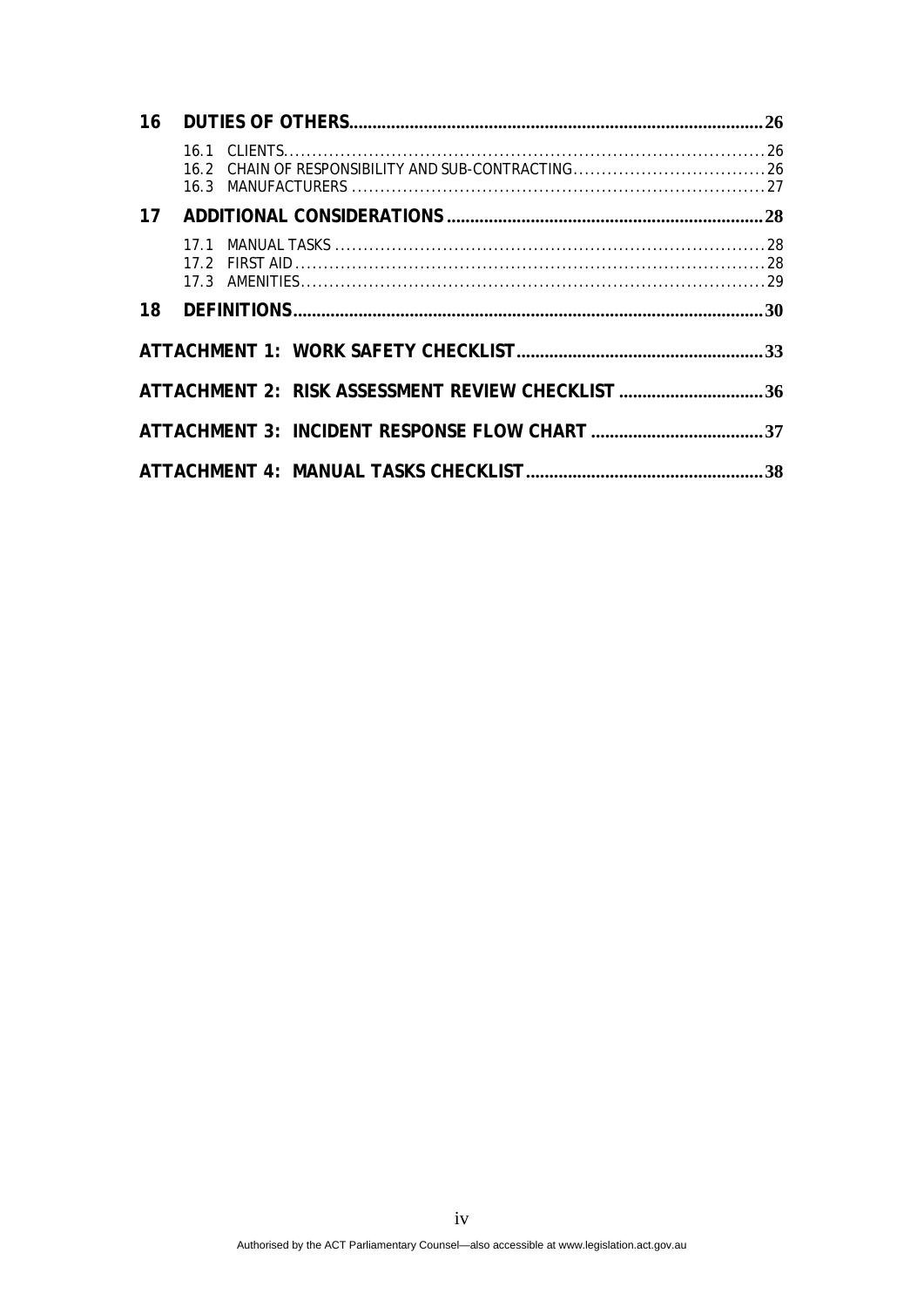**16 DUTIES OF OTHERS ........ 26**

- 16.1 CLIENTS ........ 26
- 16.2 CHAIN OF RESPONSIBILITY AND SUB-CONTRACTING ........ 26
- 16.3 MANUFACTURERS ........ 27

**17 ADDITIONAL CONSIDERATIONS ........ 28**

- 17.1 MANUAL TASKS ........ 28
- 17.2 FIRST AID ........ 28
- 17.3 AMENITIES ........ 29

**18 DEFINITIONS ........ 30**

**ATTACHMENT 1: WORK SAFETY CHECKLIST ........ 33**

**ATTACHMENT 2: RISK ASSESSMENT REVIEW CHECKLIST ........ 36**

**ATTACHMENT 3: INCIDENT RESPONSE FLOW CHART ........ 37**

**ATTACHMENT 4: MANUAL TASKS CHECKLIST ........ 38**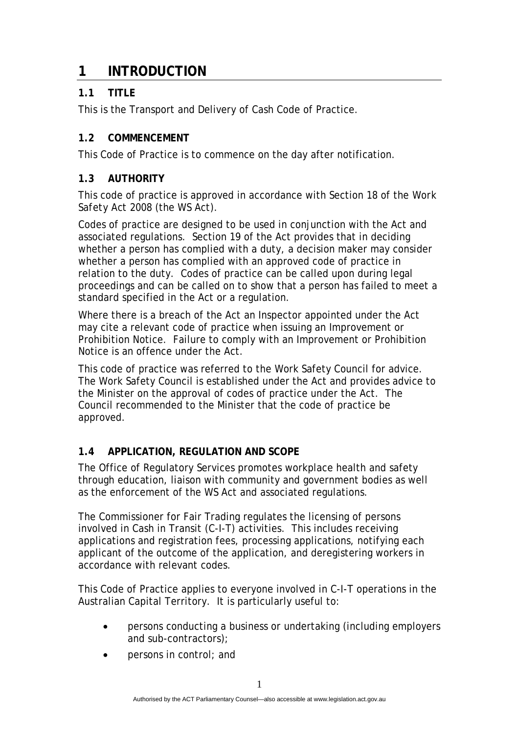# 1 INTRODUCTION

## 1.1 TITLE

This is the Transport and Delivery of Cash Code of Practice.

## 1.2 COMMENCEMENT

This Code of Practice is to commence on the day after notification.

## 1.3 AUTHORITY

This code of practice is approved in accordance with Section 18 of the Work Safety Act 2008 (the WS Act).

Codes of practice are designed to be used in conjunction with the Act and associated regulations. Section 19 of the Act provides that in deciding whether a person has complied with a duty, a decision maker may consider whether a person has complied with an approved code of practice in relation to the duty. Codes of practice can be called upon during legal proceedings and can be called on to show that a person has failed to meet a standard specified in the Act or a regulation.

Where there is a breach of the Act an Inspector appointed under the Act may cite a relevant code of practice when issuing an Improvement or Prohibition Notice. Failure to comply with an Improvement or Prohibition Notice is an offence under the Act.

This code of practice was referred to the Work Safety Council for advice. The Work Safety Council is established under the Act and provides advice to the Minister on the approval of codes of practice under the Act. The Council recommended to the Minister that the code of practice be approved.

## 1.4 APPLICATION, REGULATION AND SCOPE

The Office of Regulatory Services promotes workplace health and safety through education, liaison with community and government bodies as well as the enforcement of the WS Act and associated regulations.

The Commissioner for Fair Trading regulates the licensing of persons involved in Cash in Transit (C-I-T) activities. This includes receiving applications and registration fees, processing applications, notifying each applicant of the outcome of the application, and deregistering workers in accordance with relevant codes.

This Code of Practice applies to everyone involved in C-I-T operations in the Australian Capital Territory. It is particularly useful to:

- persons conducting a business or undertaking (including employers and sub-contractors);
- persons in control; and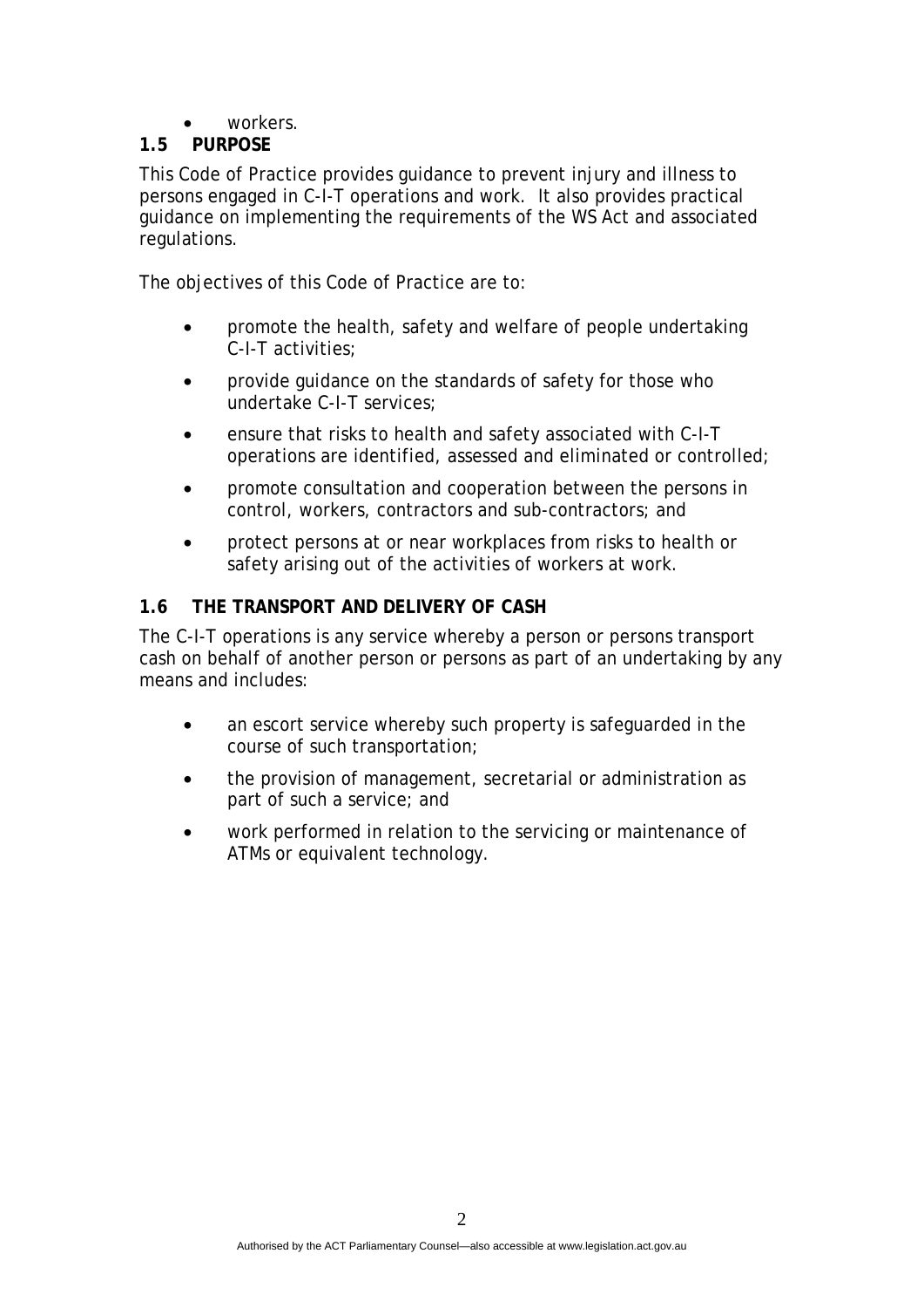- workers.

## 1.5 PURPOSE

This Code of Practice provides guidance to prevent injury and illness to persons engaged in C-I-T operations and work. It also provides practical guidance on implementing the requirements of the WS Act and associated regulations.

The objectives of this Code of Practice are to:

- promote the health, safety and welfare of people undertaking C-I-T activities;
- provide guidance on the standards of safety for those who undertake C-I-T services;
- ensure that risks to health and safety associated with C-I-T operations are identified, assessed and eliminated or controlled;
- promote consultation and cooperation between the persons in control, workers, contractors and sub-contractors; and
- protect persons at or near workplaces from risks to health or safety arising out of the activities of workers at work.

## 1.6 THE TRANSPORT AND DELIVERY OF CASH

The C-I-T operations is any service whereby a person or persons transport cash on behalf of another person or persons as part of an undertaking by any means and includes:

- an escort service whereby such property is safeguarded in the course of such transportation;
- the provision of management, secretarial or administration as part of such a service; and
- work performed in relation to the servicing or maintenance of ATMs or equivalent technology.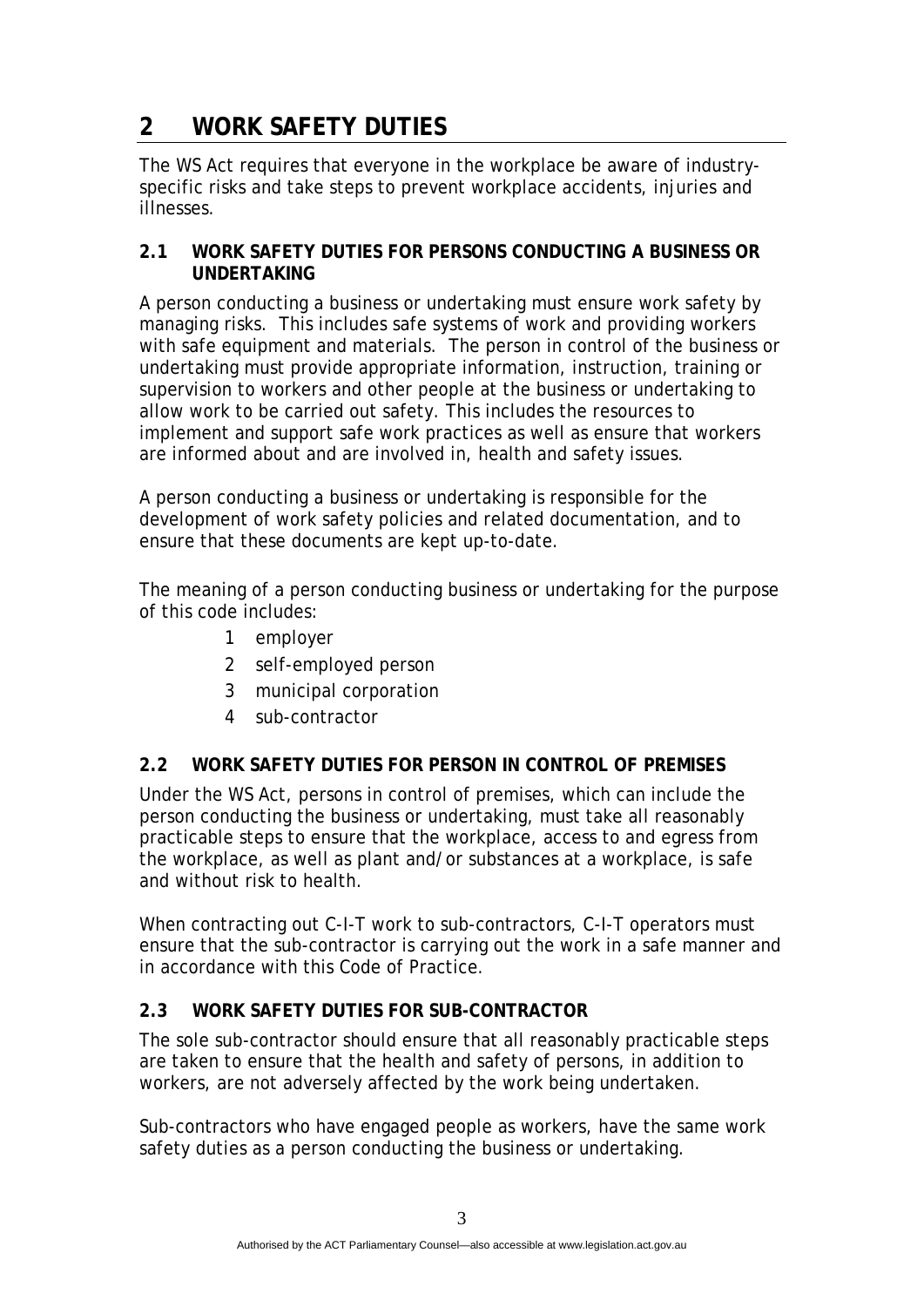## 2 WORK SAFETY DUTIES

The WS Act requires that everyone in the workplace be aware of industry-specific risks and take steps to prevent workplace accidents, injuries and illnesses.

### 2.1 WORK SAFETY DUTIES FOR PERSONS CONDUCTING A BUSINESS OR UNDERTAKING

A person conducting a business or undertaking must ensure work safety by managing risks. This includes safe systems of work and providing workers with safe equipment and materials. The person in control of the business or undertaking must provide appropriate information, instruction, training or supervision to workers and other people at the business or undertaking to allow work to be carried out safety. This includes the resources to implement and support safe work practices as well as ensure that workers are informed about and are involved in, health and safety issues.

A person conducting a business or undertaking is responsible for the development of work safety policies and related documentation, and to ensure that these documents are kept up-to-date.

The meaning of a person conducting business or undertaking for the purpose of this code includes:

1. employer
2. self-employed person
3. municipal corporation
4. sub-contractor

### 2.2 WORK SAFETY DUTIES FOR PERSON IN CONTROL OF PREMISES

Under the WS Act, persons in control of premises, which can include the person conducting the business or undertaking, must take all reasonably practicable steps to ensure that the workplace, access to and egress from the workplace, as well as plant and/or substances at a workplace, is safe and without risk to health.

When contracting out C-I-T work to sub-contractors, C-I-T operators must ensure that the sub-contractor is carrying out the work in a safe manner and in accordance with this Code of Practice.

### 2.3 WORK SAFETY DUTIES FOR SUB-CONTRACTOR

The sole sub-contractor should ensure that all reasonably practicable steps are taken to ensure that the health and safety of persons, in addition to workers, are not adversely affected by the work being undertaken.

Sub-contractors who have engaged people as workers, have the same work safety duties as a person conducting the business or undertaking.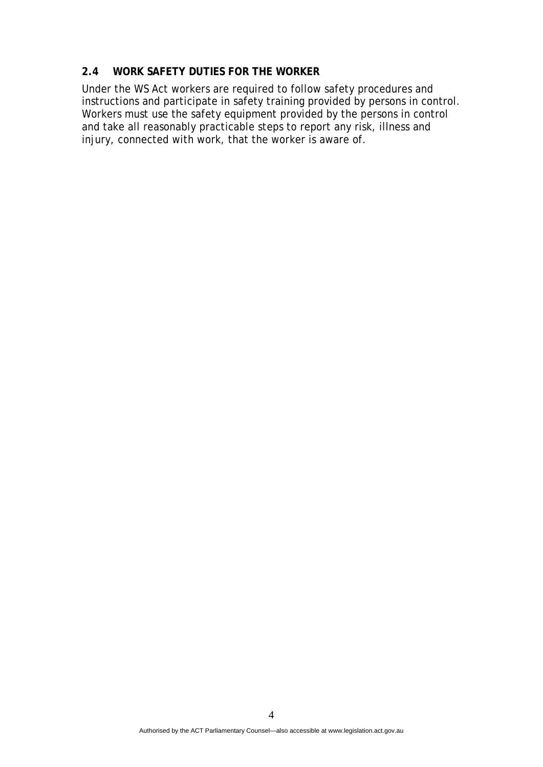## 2.4 WORK SAFETY DUTIES FOR THE WORKER

Under the WS Act workers are required to follow safety procedures and instructions and participate in safety training provided by persons in control. Workers must use the safety equipment provided by the persons in control and take all reasonably practicable steps to report any risk, illness and injury, connected with work, that the worker is aware of.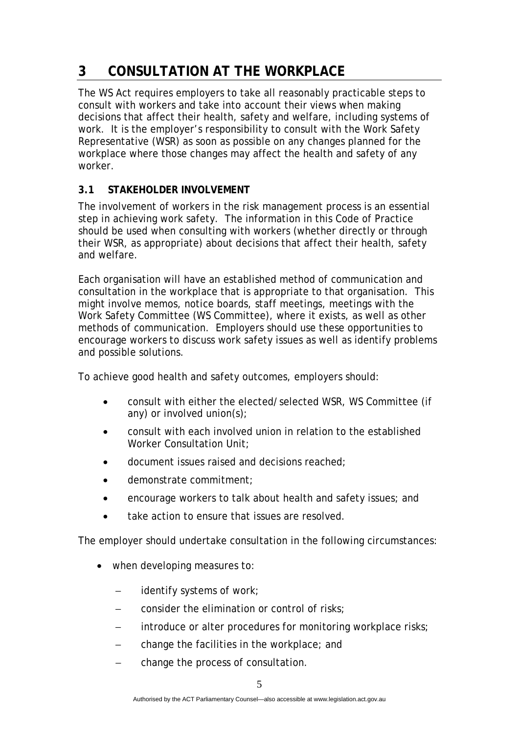# 3 CONSULTATION AT THE WORKPLACE

The WS Act requires employers to take all reasonably practicable steps to consult with workers and take into account their views when making decisions that affect their health, safety and welfare, including systems of work. It is the employer's responsibility to consult with the Work Safety Representative (WSR) as soon as possible on any changes planned for the workplace where those changes may affect the health and safety of any worker.

## 3.1 STAKEHOLDER INVOLVEMENT

The involvement of workers in the risk management process is an essential step in achieving work safety. The information in this Code of Practice should be used when consulting with workers (whether directly or through their WSR, as appropriate) about decisions that affect their health, safety and welfare.

Each organisation will have an established method of communication and consultation in the workplace that is appropriate to that organisation. This might involve memos, notice boards, staff meetings, meetings with the Work Safety Committee (WS Committee), where it exists, as well as other methods of communication. Employers should use these opportunities to encourage workers to discuss work safety issues as well as identify problems and possible solutions.

To achieve good health and safety outcomes, employers should:

- consult with either the elected/selected WSR, WS Committee (if any) or involved union(s);
- consult with each involved union in relation to the established Worker Consultation Unit;
- document issues raised and decisions reached;
- demonstrate commitment;
- encourage workers to talk about health and safety issues; and
- take action to ensure that issues are resolved.

The employer should undertake consultation in the following circumstances:

- when developing measures to:
  - identify systems of work;
  - consider the elimination or control of risks;
  - introduce or alter procedures for monitoring workplace risks;
  - change the facilities in the workplace; and
  - change the process of consultation.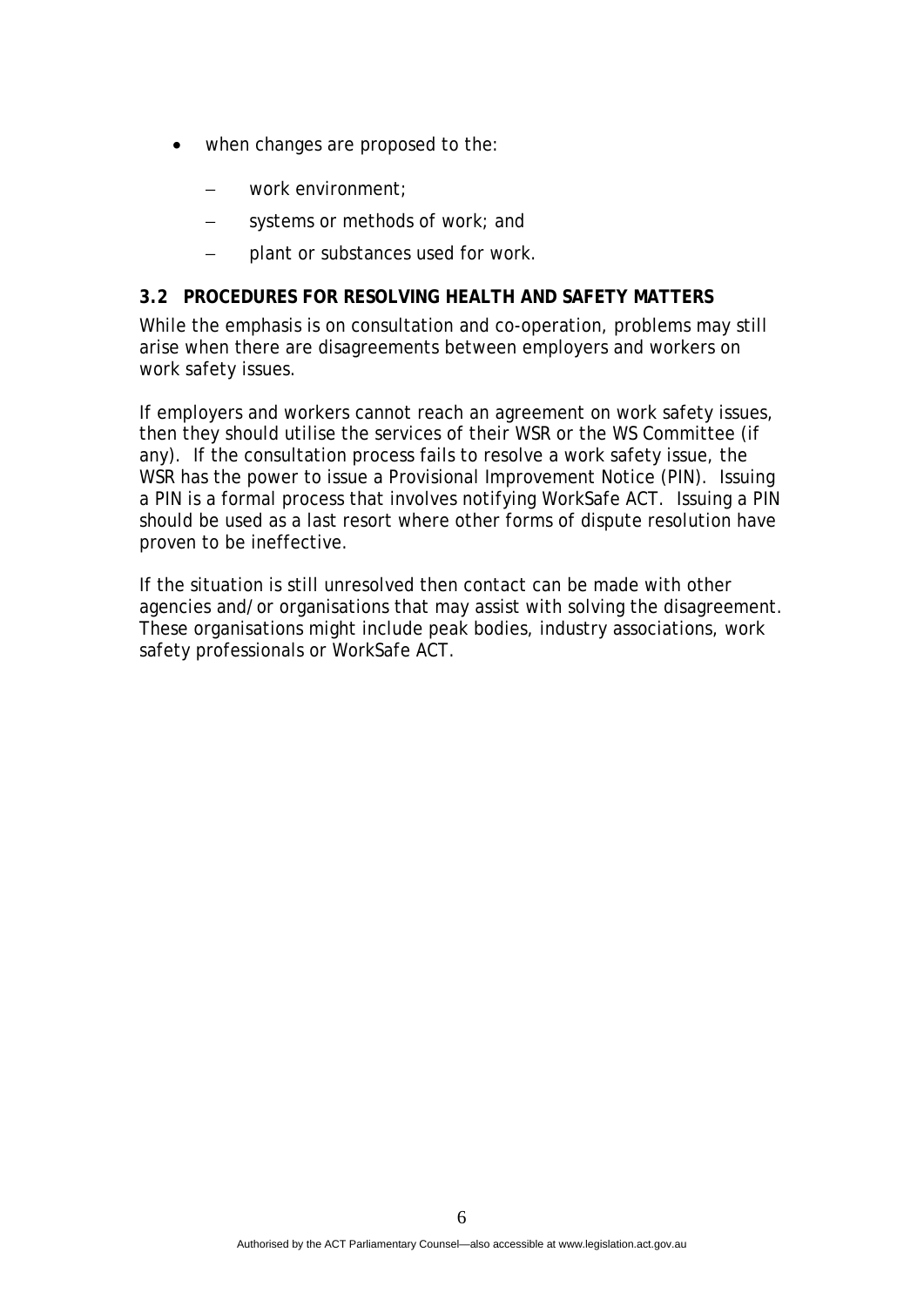- when changes are proposed to the:
  - work environment;
  - systems or methods of work; and
  - plant or substances used for work.

### 3.2 PROCEDURES FOR RESOLVING HEALTH AND SAFETY MATTERS

While the emphasis is on consultation and co-operation, problems may still arise when there are disagreements between employers and workers on work safety issues.

If employers and workers cannot reach an agreement on work safety issues, then they should utilise the services of their WSR or the WS Committee (if any). If the consultation process fails to resolve a work safety issue, the WSR has the power to issue a Provisional Improvement Notice (PIN). Issuing a PIN is a formal process that involves notifying WorkSafe ACT. Issuing a PIN should be used as a last resort where other forms of dispute resolution have proven to be ineffective.

If the situation is still unresolved then contact can be made with other agencies and/or organisations that may assist with solving the disagreement. These organisations might include peak bodies, industry associations, work safety professionals or WorkSafe ACT.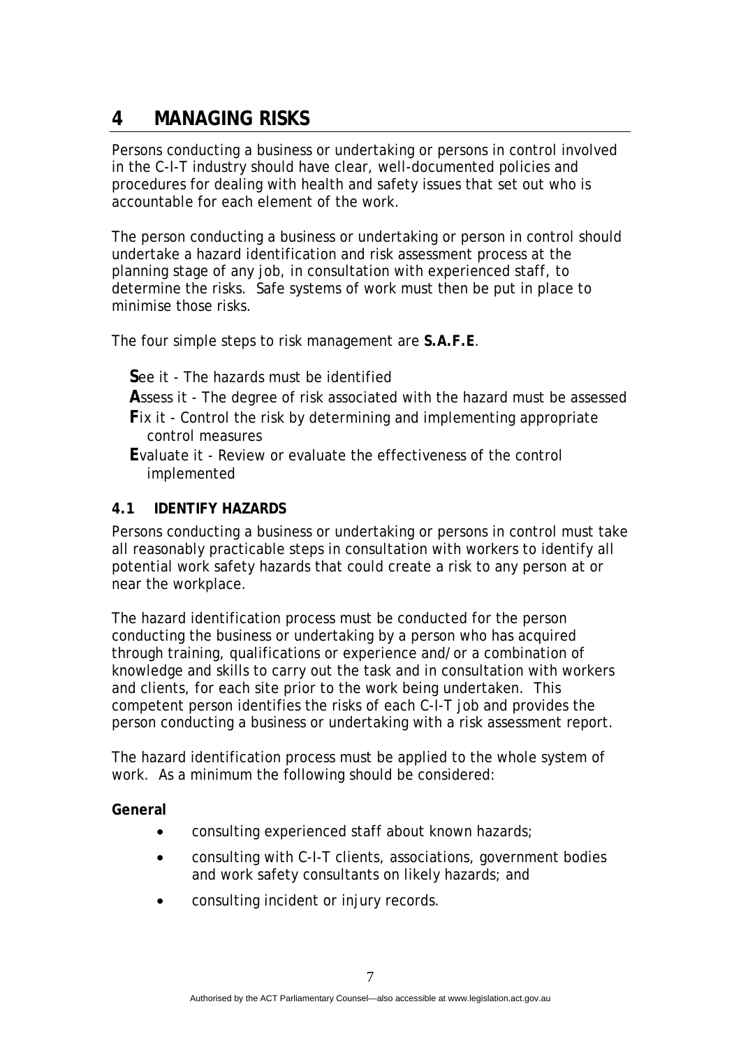# 4 MANAGING RISKS

Persons conducting a business or undertaking or persons in control involved in the C-I-T industry should have clear, well-documented policies and procedures for dealing with health and safety issues that set out who is accountable for each element of the work.

The person conducting a business or undertaking or person in control should undertake a hazard identification and risk assessment process at the planning stage of any job, in consultation with experienced staff, to determine the risks. Safe systems of work must then be put in place to minimise those risks.

The four simple steps to risk management are **S.A.F.E**.

**S**ee it - The hazards must be identified

**A**ssess it - The degree of risk associated with the hazard must be assessed

**F**ix it - Control the risk by determining and implementing appropriate control measures

**E**valuate it - Review or evaluate the effectiveness of the control implemented

## 4.1 IDENTIFY HAZARDS

Persons conducting a business or undertaking or persons in control must take all reasonably practicable steps in consultation with workers to identify all potential work safety hazards that could create a risk to any person at or near the workplace.

The hazard identification process must be conducted for the person conducting the business or undertaking by a person who has acquired through training, qualifications or experience and/or a combination of knowledge and skills to carry out the task and in consultation with workers and clients, for each site prior to the work being undertaken. This competent person identifies the risks of each C-I-T job and provides the person conducting a business or undertaking with a risk assessment report.

The hazard identification process must be applied to the whole system of work. As a minimum the following should be considered:

**General**

- consulting experienced staff about known hazards;
- consulting with C-I-T clients, associations, government bodies and work safety consultants on likely hazards; and
- consulting incident or injury records.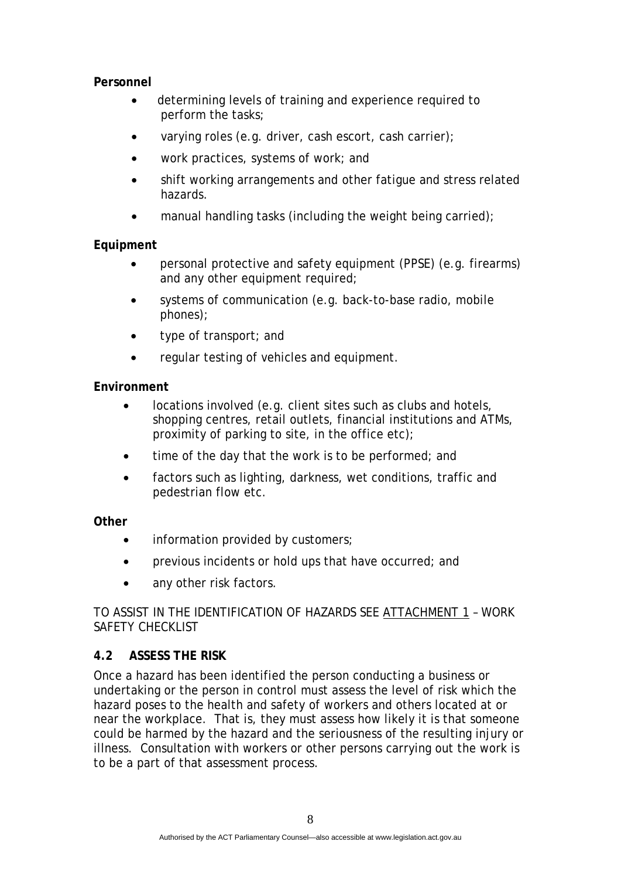**Personnel**

- determining levels of training and experience required to perform the tasks;
- varying roles (e.g. driver, cash escort, cash carrier);
- work practices, systems of work; and
- shift working arrangements and other fatigue and stress related hazards.
- manual handling tasks (including the weight being carried);

**Equipment**

- personal protective and safety equipment (PPSE) (e.g. firearms) and any other equipment required;
- systems of communication (e.g. back-to-base radio, mobile phones);
- type of transport; and
- regular testing of vehicles and equipment.

**Environment**

- locations involved (e.g. client sites such as clubs and hotels, shopping centres, retail outlets, financial institutions and ATMs, proximity of parking to site, in the office etc);
- time of the day that the work is to be performed; and
- factors such as lighting, darkness, wet conditions, traffic and pedestrian flow etc.

**Other**

- information provided by customers;
- previous incidents or hold ups that have occurred; and
- any other risk factors.

TO ASSIST IN THE IDENTIFICATION OF HAZARDS SEE ATTACHMENT 1 – WORK SAFETY CHECKLIST

### 4.2 ASSESS THE RISK

Once a hazard has been identified the person conducting a business or undertaking or the person in control must assess the level of risk which the hazard poses to the health and safety of workers and others located at or near the workplace. That is, they must assess how likely it is that someone could be harmed by the hazard and the seriousness of the resulting injury or illness. Consultation with workers or other persons carrying out the work is to be a part of that assessment process.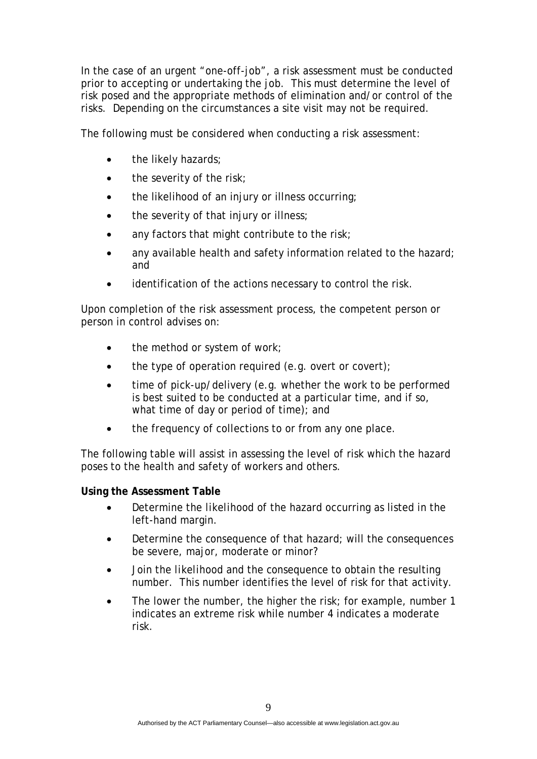In the case of an urgent "one-off-job", a risk assessment must be conducted prior to accepting or undertaking the job. This must determine the level of risk posed and the appropriate methods of elimination and/or control of the risks. Depending on the circumstances a site visit may not be required.

The following must be considered when conducting a risk assessment:

- the likely hazards;
- the severity of the risk;
- the likelihood of an injury or illness occurring;
- the severity of that injury or illness;
- any factors that might contribute to the risk;
- any available health and safety information related to the hazard; and
- identification of the actions necessary to control the risk.

Upon completion of the risk assessment process, the competent person or person in control advises on:

- the method or system of work;
- the type of operation required (e.g. overt or covert);
- time of pick-up/delivery (e.g. whether the work to be performed is best suited to be conducted at a particular time, and if so, what time of day or period of time); and
- the frequency of collections to or from any one place.

The following table will assist in assessing the level of risk which the hazard poses to the health and safety of workers and others.

**Using the Assessment Table**

- Determine the likelihood of the hazard occurring as listed in the left-hand margin.
- Determine the consequence of that hazard; will the consequences be severe, major, moderate or minor?
- Join the likelihood and the consequence to obtain the resulting number. This number identifies the level of risk for that activity.
- The lower the number, the higher the risk; for example, number 1 indicates an extreme risk while number 4 indicates a moderate risk.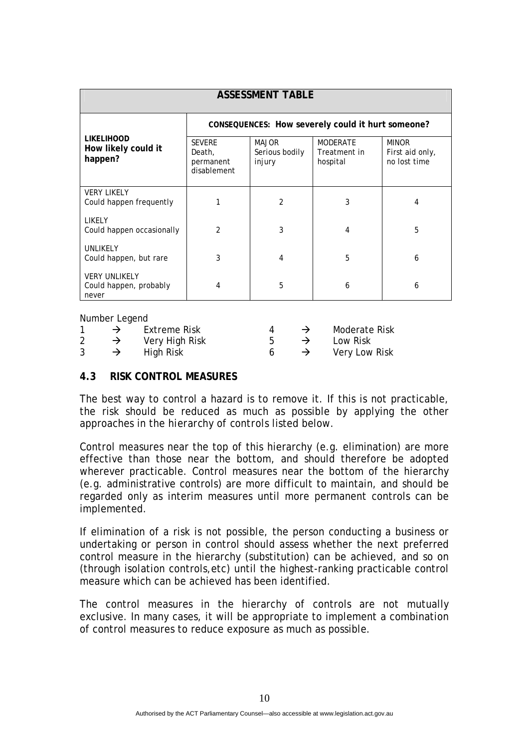| ASSESSMENT TABLE | | | | |
|---|---|---|---|---|
| **LIKELIHOOD** **How likely could it happen?** | **CONSEQUENCES: How severely could it hurt someone?** | | | |
| | SEVERE Death, permanent disablement | MAJOR Serious bodily injury | MODERATE Treatment in hospital | MINOR First aid only, no lost time |
| VERY LIKELY Could happen frequently | 1 | 2 | 3 | 4 |
| LIKELY Could happen occasionally | 2 | 3 | 4 | 5 |
| UNLIKELY Could happen, but rare | 3 | 4 | 5 | 6 |
| VERY UNLIKELY Could happen, probably never | 4 | 5 | 6 | 6 |

Number Legend

| | | | | | |
|---|---|---|---|---|---|
| 1 | → | Extreme Risk | 4 | → | Moderate Risk |
| 2 | → | Very High Risk | 5 | → | Low Risk |
| 3 | → | High Risk | 6 | → | Very Low Risk |

## 4.3 RISK CONTROL MEASURES

The best way to control a hazard is to remove it. If this is not practicable, the risk should be reduced as much as possible by applying the other approaches in the hierarchy of controls listed below.

Control measures near the top of this hierarchy (e.g. elimination) are more effective than those near the bottom, and should therefore be adopted wherever practicable. Control measures near the bottom of the hierarchy (e.g. administrative controls) are more difficult to maintain, and should be regarded only as interim measures until more permanent controls can be implemented.

If elimination of a risk is not possible, the person conducting a business or undertaking or person in control should assess whether the next preferred control measure in the hierarchy (substitution) can be achieved, and so on (through isolation controls,etc) until the highest-ranking practicable control measure which can be achieved has been identified.

The control measures in the hierarchy of controls are not mutually exclusive. In many cases, it will be appropriate to implement a combination of control measures to reduce exposure as much as possible.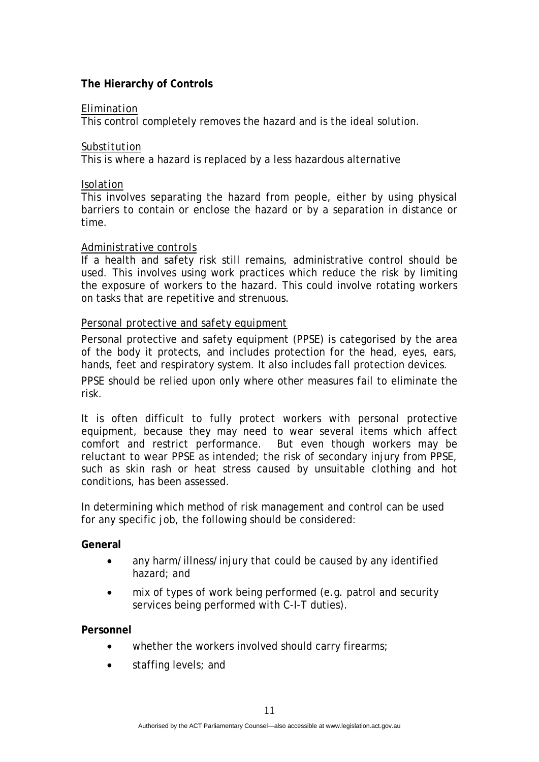**The Hierarchy of Controls**

Elimination

This control completely removes the hazard and is the ideal solution.

Substitution

This is where a hazard is replaced by a less hazardous alternative

Isolation

This involves separating the hazard from people, either by using physical barriers to contain or enclose the hazard or by a separation in distance or time.

Administrative controls

If a health and safety risk still remains, administrative control should be used. This involves using work practices which reduce the risk by limiting the exposure of workers to the hazard. This could involve rotating workers on tasks that are repetitive and strenuous.

Personal protective and safety equipment

Personal protective and safety equipment (PPSE) is categorised by the area of the body it protects, and includes protection for the head, eyes, ears, hands, feet and respiratory system. It also includes fall protection devices.

PPSE should be relied upon only where other measures fail to eliminate the risk.

It is often difficult to fully protect workers with personal protective equipment, because they may need to wear several items which affect comfort and restrict performance. But even though workers may be reluctant to wear PPSE as intended; the risk of secondary injury from PPSE, such as skin rash or heat stress caused by unsuitable clothing and hot conditions, has been assessed.

In determining which method of risk management and control can be used for any specific job, the following should be considered:

**General**

- any harm/illness/injury that could be caused by any identified hazard; and
- mix of types of work being performed (e.g. patrol and security services being performed with C-I-T duties).

**Personnel**

- whether the workers involved should carry firearms;
- staffing levels; and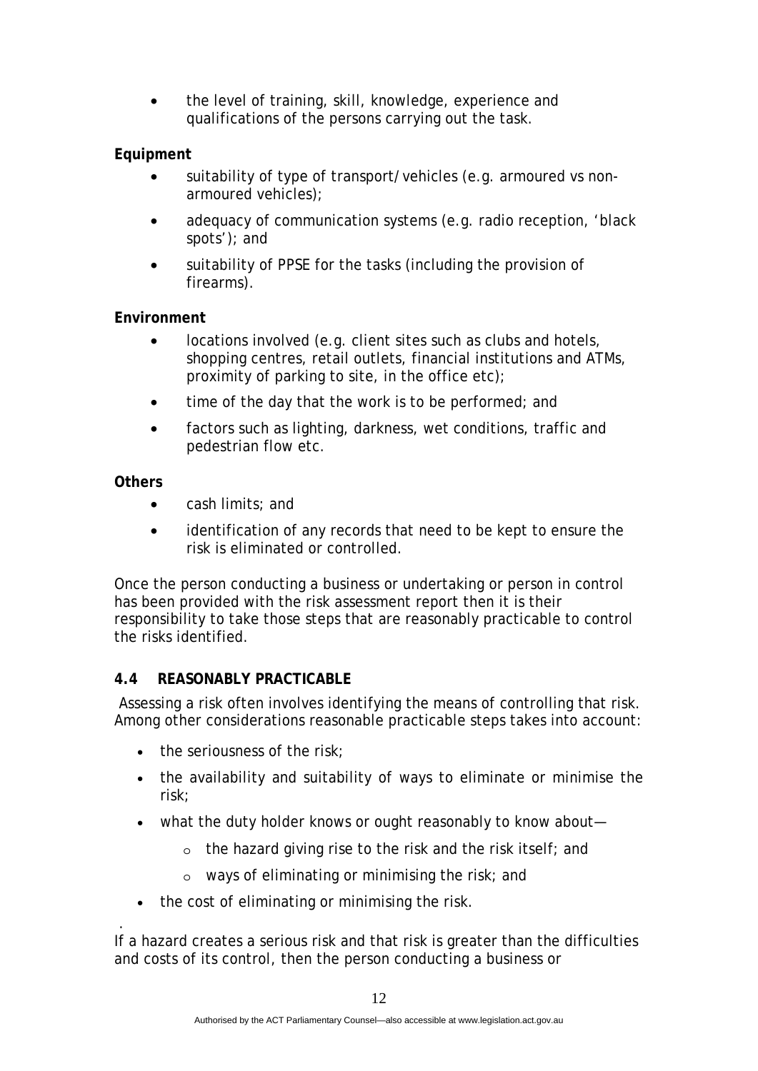- the level of training, skill, knowledge, experience and qualifications of the persons carrying out the task.

**Equipment**

- suitability of type of transport/vehicles (e.g. armoured vs non-armoured vehicles);
- adequacy of communication systems (e.g. radio reception, 'black spots'); and
- suitability of PPSE for the tasks (including the provision of firearms).

**Environment**

- locations involved (e.g. client sites such as clubs and hotels, shopping centres, retail outlets, financial institutions and ATMs, proximity of parking to site, in the office etc);
- time of the day that the work is to be performed; and
- factors such as lighting, darkness, wet conditions, traffic and pedestrian flow etc.

**Others**

- cash limits; and
- identification of any records that need to be kept to ensure the risk is eliminated or controlled.

Once the person conducting a business or undertaking or person in control has been provided with the risk assessment report then it is their responsibility to take those steps that are reasonably practicable to control the risks identified.

## 4.4 REASONABLY PRACTICABLE

Assessing a risk often involves identifying the means of controlling that risk. Among other considerations reasonable practicable steps takes into account:

- the seriousness of the risk;
- the availability and suitability of ways to eliminate or minimise the risk;
- what the duty holder knows or ought reasonably to know about—
  - the hazard giving rise to the risk and the risk itself; and
  - ways of eliminating or minimising the risk; and
- the cost of eliminating or minimising the risk.

If a hazard creates a serious risk and that risk is greater than the difficulties and costs of its control, then the person conducting a business or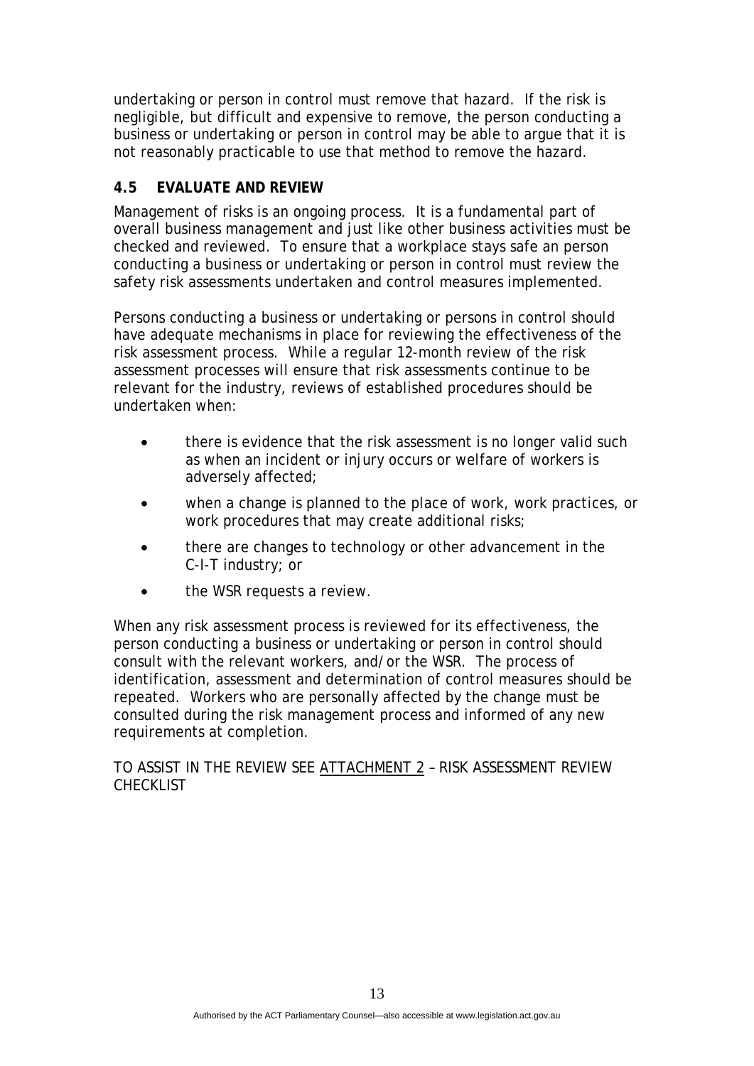undertaking or person in control must remove that hazard. If the risk is negligible, but difficult and expensive to remove, the person conducting a business or undertaking or person in control may be able to argue that it is not reasonably practicable to use that method to remove the hazard.

### 4.5 EVALUATE AND REVIEW

Management of risks is an ongoing process. It is a fundamental part of overall business management and just like other business activities must be checked and reviewed. To ensure that a workplace stays safe an person conducting a business or undertaking or person in control must review the safety risk assessments undertaken and control measures implemented.

Persons conducting a business or undertaking or persons in control should have adequate mechanisms in place for reviewing the effectiveness of the risk assessment process. While a regular 12-month review of the risk assessment processes will ensure that risk assessments continue to be relevant for the industry, reviews of established procedures should be undertaken when:

- there is evidence that the risk assessment is no longer valid such as when an incident or injury occurs or welfare of workers is adversely affected;
- when a change is planned to the place of work, work practices, or work procedures that may create additional risks;
- there are changes to technology or other advancement in the C-I-T industry; or
- the WSR requests a review.

When any risk assessment process is reviewed for its effectiveness, the person conducting a business or undertaking or person in control should consult with the relevant workers, and/or the WSR. The process of identification, assessment and determination of control measures should be repeated. Workers who are personally affected by the change must be consulted during the risk management process and informed of any new requirements at completion.

TO ASSIST IN THE REVIEW SEE ATTACHMENT 2 – RISK ASSESSMENT REVIEW CHECKLIST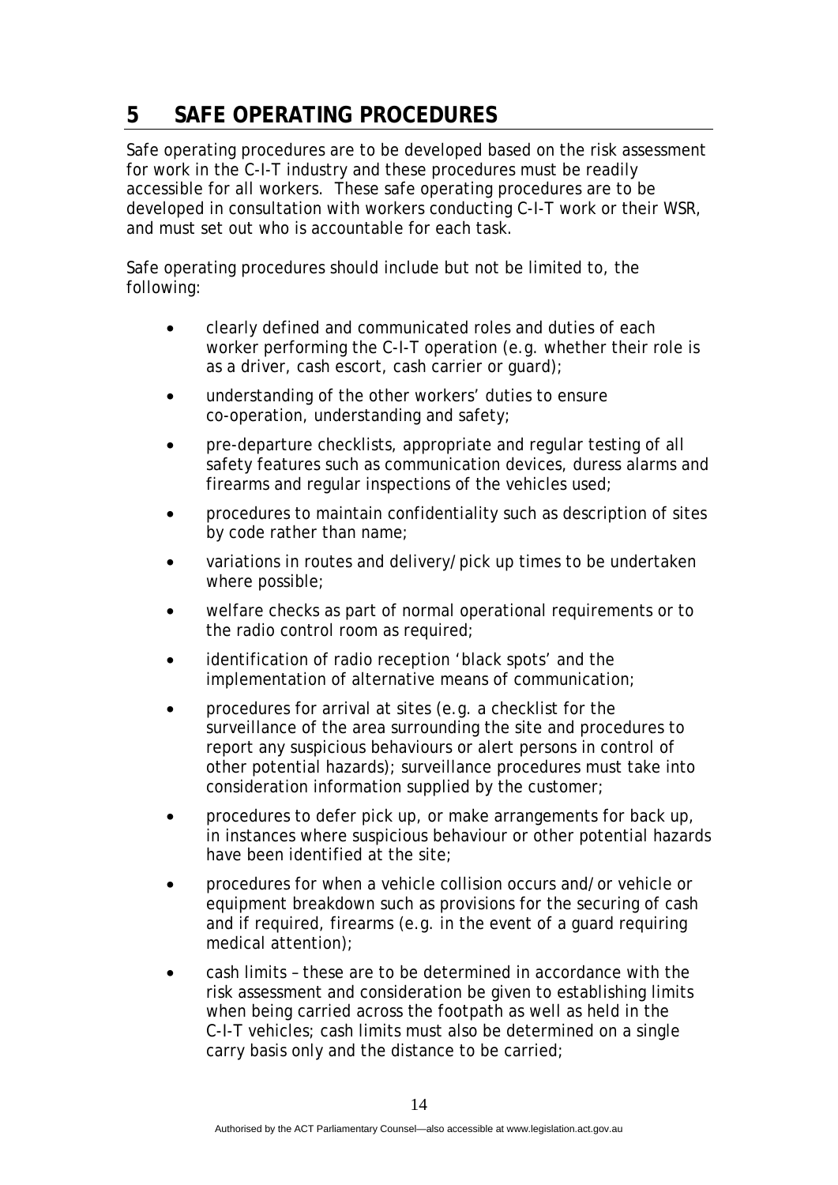# 5 SAFE OPERATING PROCEDURES

Safe operating procedures are to be developed based on the risk assessment for work in the C-I-T industry and these procedures must be readily accessible for all workers. These safe operating procedures are to be developed in consultation with workers conducting C-I-T work or their WSR, and must set out who is accountable for each task.

Safe operating procedures should include but not be limited to, the following:

- clearly defined and communicated roles and duties of each worker performing the C-I-T operation (e.g. whether their role is as a driver, cash escort, cash carrier or guard);
- understanding of the other workers' duties to ensure co-operation, understanding and safety;
- pre-departure checklists, appropriate and regular testing of all safety features such as communication devices, duress alarms and firearms and regular inspections of the vehicles used;
- procedures to maintain confidentiality such as description of sites by code rather than name;
- variations in routes and delivery/pick up times to be undertaken where possible;
- welfare checks as part of normal operational requirements or to the radio control room as required;
- identification of radio reception 'black spots' and the implementation of alternative means of communication;
- procedures for arrival at sites (e.g. a checklist for the surveillance of the area surrounding the site and procedures to report any suspicious behaviours or alert persons in control of other potential hazards); surveillance procedures must take into consideration information supplied by the customer;
- procedures to defer pick up, or make arrangements for back up, in instances where suspicious behaviour or other potential hazards have been identified at the site;
- procedures for when a vehicle collision occurs and/or vehicle or equipment breakdown such as provisions for the securing of cash and if required, firearms (e.g. in the event of a guard requiring medical attention);
- cash limits – these are to be determined in accordance with the risk assessment and consideration be given to establishing limits when being carried across the footpath as well as held in the C-I-T vehicles; cash limits must also be determined on a single carry basis only and the distance to be carried;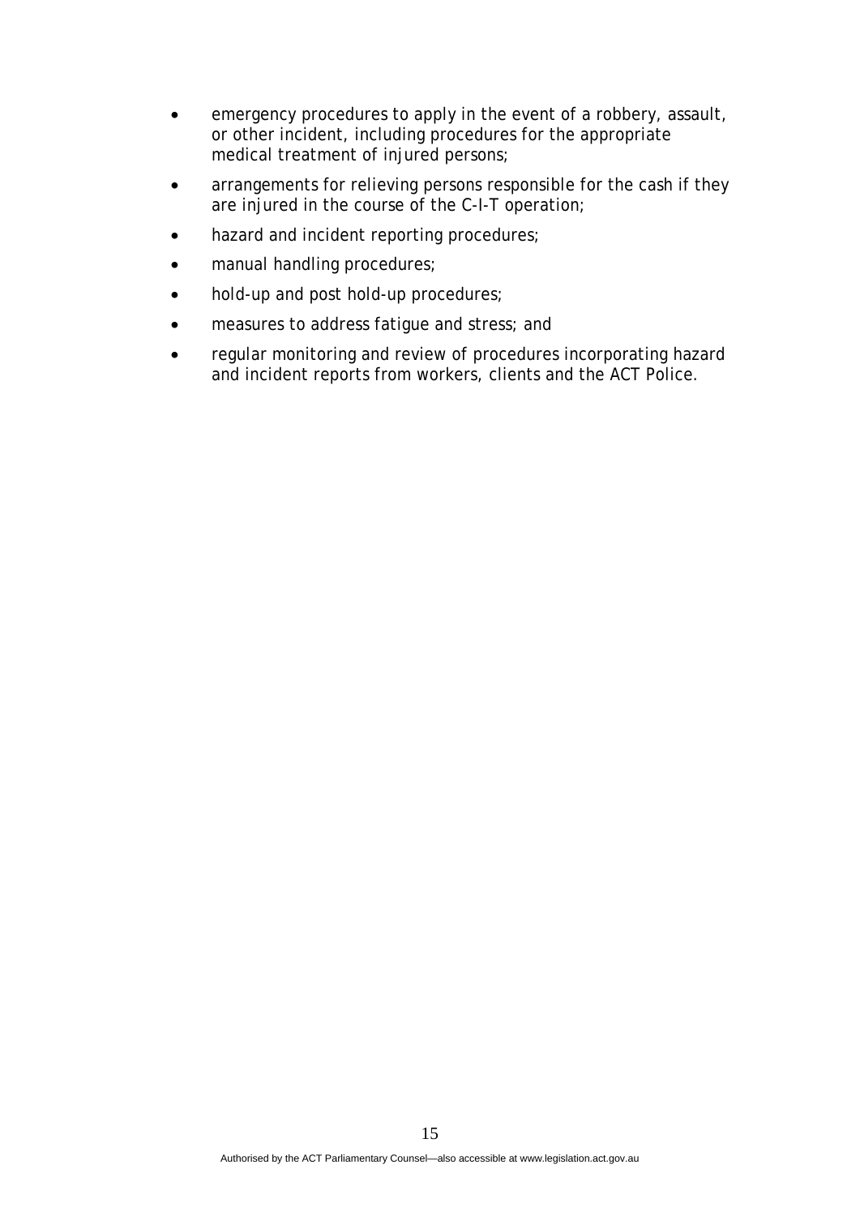- emergency procedures to apply in the event of a robbery, assault, or other incident, including procedures for the appropriate medical treatment of injured persons;
- arrangements for relieving persons responsible for the cash if they are injured in the course of the C-I-T operation;
- hazard and incident reporting procedures;
- manual handling procedures;
- hold-up and post hold-up procedures;
- measures to address fatigue and stress; and
- regular monitoring and review of procedures incorporating hazard and incident reports from workers, clients and the ACT Police.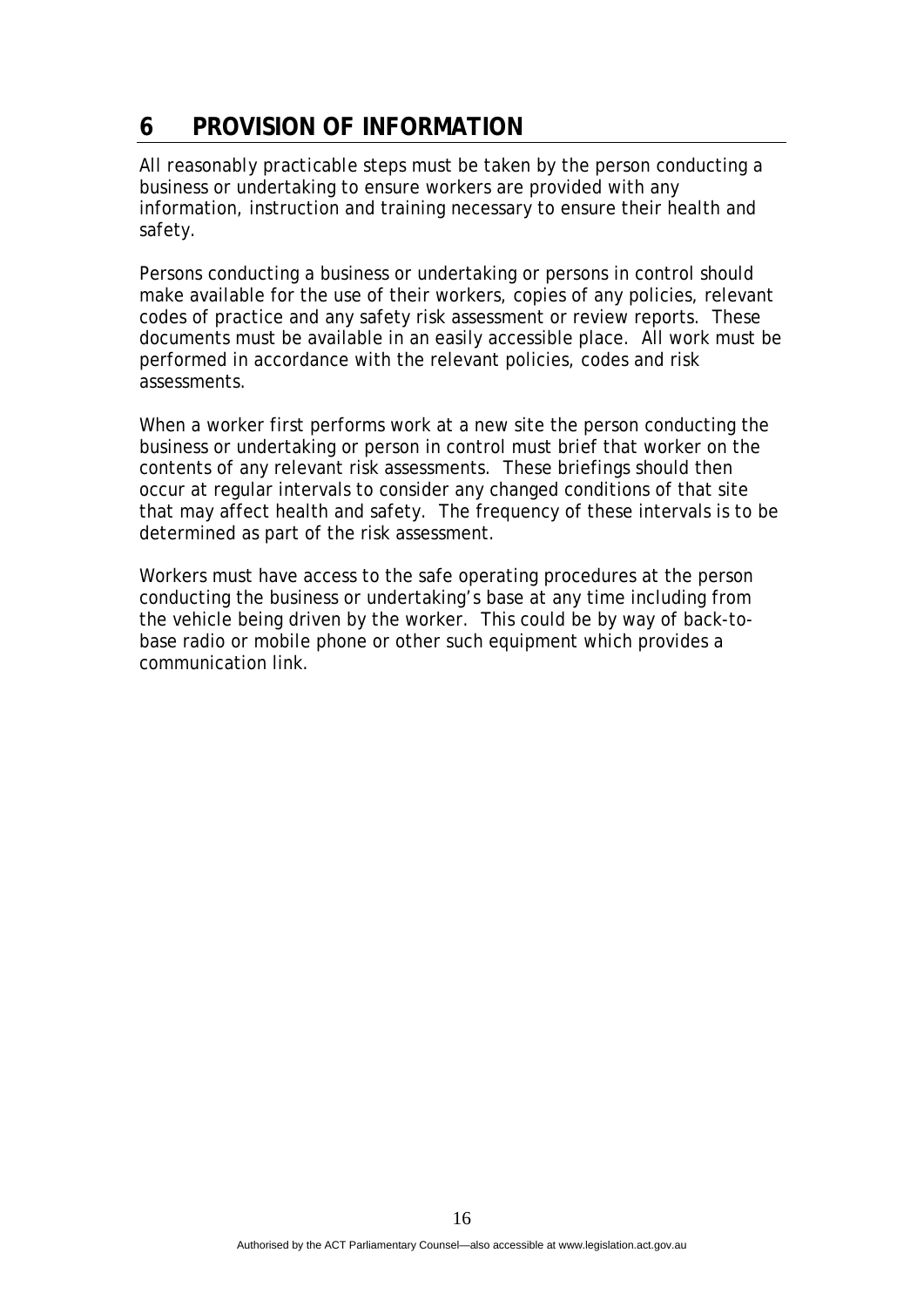# 6 PROVISION OF INFORMATION

All reasonably practicable steps must be taken by the person conducting a business or undertaking to ensure workers are provided with any information, instruction and training necessary to ensure their health and safety.

Persons conducting a business or undertaking or persons in control should make available for the use of their workers, copies of any policies, relevant codes of practice and any safety risk assessment or review reports. These documents must be available in an easily accessible place. All work must be performed in accordance with the relevant policies, codes and risk assessments.

When a worker first performs work at a new site the person conducting the business or undertaking or person in control must brief that worker on the contents of any relevant risk assessments. These briefings should then occur at regular intervals to consider any changed conditions of that site that may affect health and safety. The frequency of these intervals is to be determined as part of the risk assessment.

Workers must have access to the safe operating procedures at the person conducting the business or undertaking's base at any time including from the vehicle being driven by the worker. This could be by way of back-to-base radio or mobile phone or other such equipment which provides a communication link.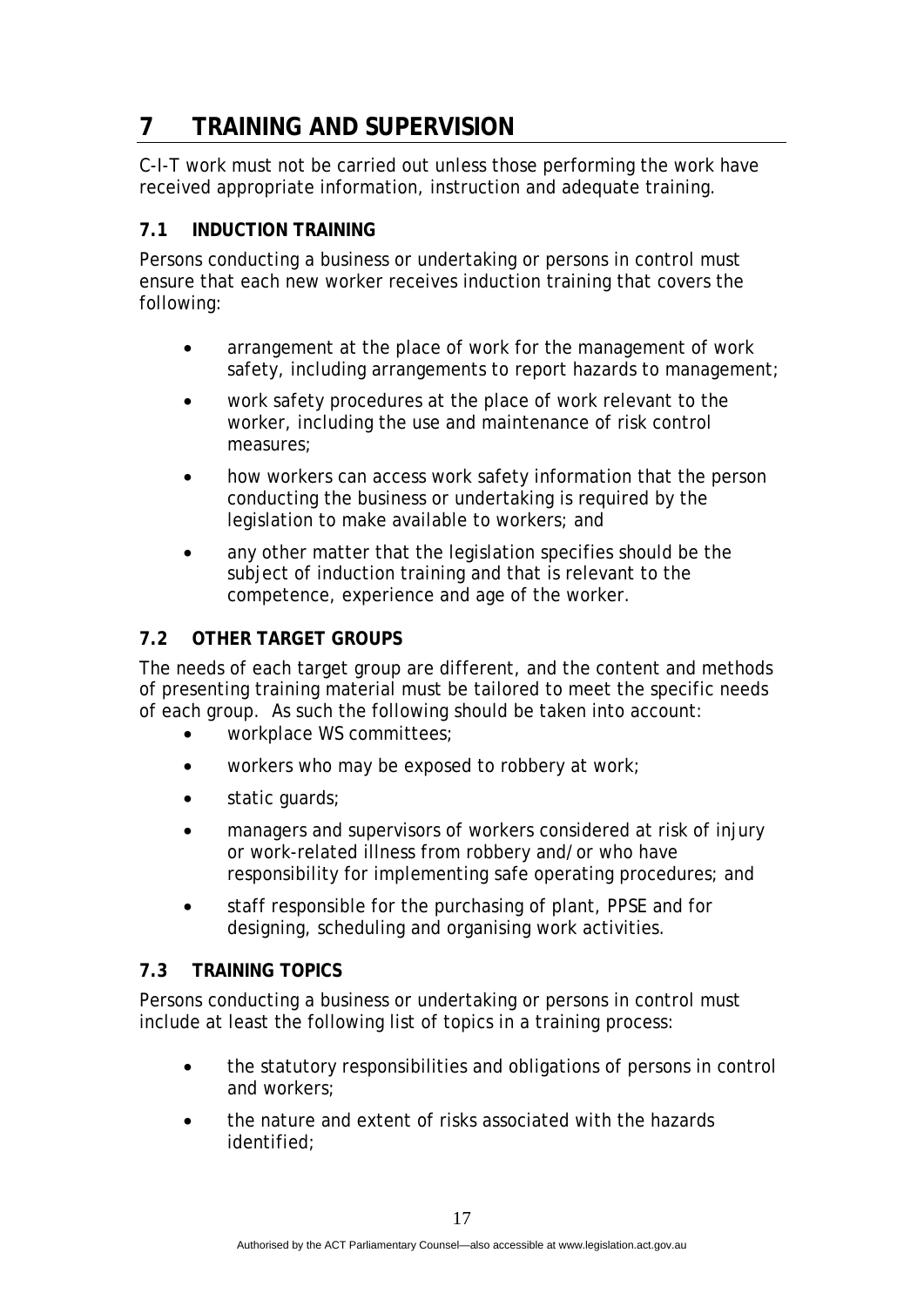# 7 TRAINING AND SUPERVISION

C-I-T work must not be carried out unless those performing the work have received appropriate information, instruction and adequate training.

## 7.1 INDUCTION TRAINING

Persons conducting a business or undertaking or persons in control must ensure that each new worker receives induction training that covers the following:

- arrangement at the place of work for the management of work safety, including arrangements to report hazards to management;
- work safety procedures at the place of work relevant to the worker, including the use and maintenance of risk control measures;
- how workers can access work safety information that the person conducting the business or undertaking is required by the legislation to make available to workers; and
- any other matter that the legislation specifies should be the subject of induction training and that is relevant to the competence, experience and age of the worker.

## 7.2 OTHER TARGET GROUPS

The needs of each target group are different, and the content and methods of presenting training material must be tailored to meet the specific needs of each group. As such the following should be taken into account:

- workplace WS committees;
- workers who may be exposed to robbery at work;
- static guards;
- managers and supervisors of workers considered at risk of injury or work-related illness from robbery and/or who have responsibility for implementing safe operating procedures; and
- staff responsible for the purchasing of plant, PPSE and for designing, scheduling and organising work activities.

## 7.3 TRAINING TOPICS

Persons conducting a business or undertaking or persons in control must include at least the following list of topics in a training process:

- the statutory responsibilities and obligations of persons in control and workers;
- the nature and extent of risks associated with the hazards identified;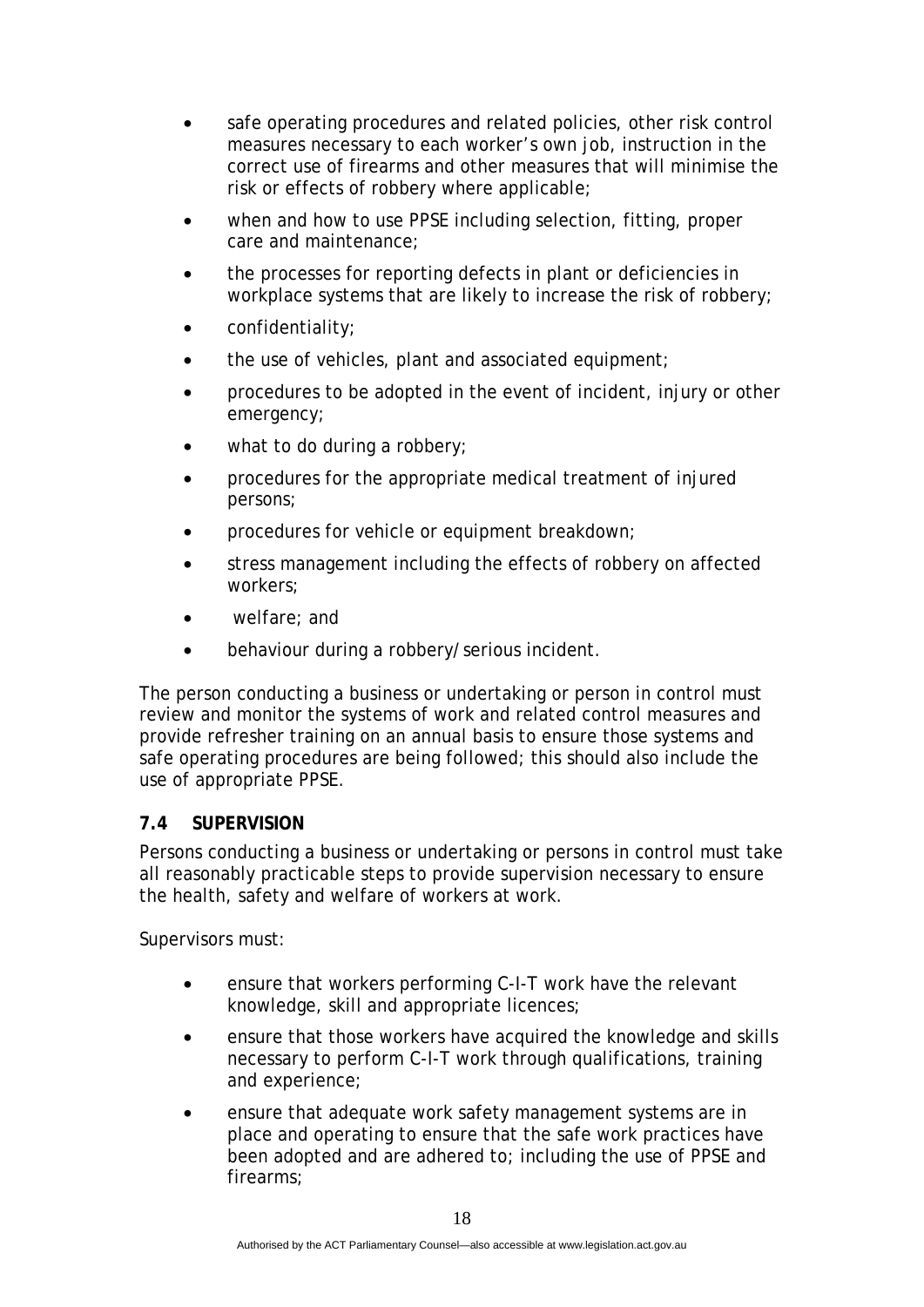- safe operating procedures and related policies, other risk control measures necessary to each worker's own job, instruction in the correct use of firearms and other measures that will minimise the risk or effects of robbery where applicable;
- when and how to use PPSE including selection, fitting, proper care and maintenance;
- the processes for reporting defects in plant or deficiencies in workplace systems that are likely to increase the risk of robbery;
- confidentiality;
- the use of vehicles, plant and associated equipment;
- procedures to be adopted in the event of incident, injury or other emergency;
- what to do during a robbery;
- procedures for the appropriate medical treatment of injured persons;
- procedures for vehicle or equipment breakdown;
- stress management including the effects of robbery on affected workers;
- welfare; and
- behaviour during a robbery/serious incident.

The person conducting a business or undertaking or person in control must review and monitor the systems of work and related control measures and provide refresher training on an annual basis to ensure those systems and safe operating procedures are being followed; this should also include the use of appropriate PPSE.

### 7.4 SUPERVISION

Persons conducting a business or undertaking or persons in control must take all reasonably practicable steps to provide supervision necessary to ensure the health, safety and welfare of workers at work.

Supervisors must:

- ensure that workers performing C-I-T work have the relevant knowledge, skill and appropriate licences;
- ensure that those workers have acquired the knowledge and skills necessary to perform C-I-T work through qualifications, training and experience;
- ensure that adequate work safety management systems are in place and operating to ensure that the safe work practices have been adopted and are adhered to; including the use of PPSE and firearms;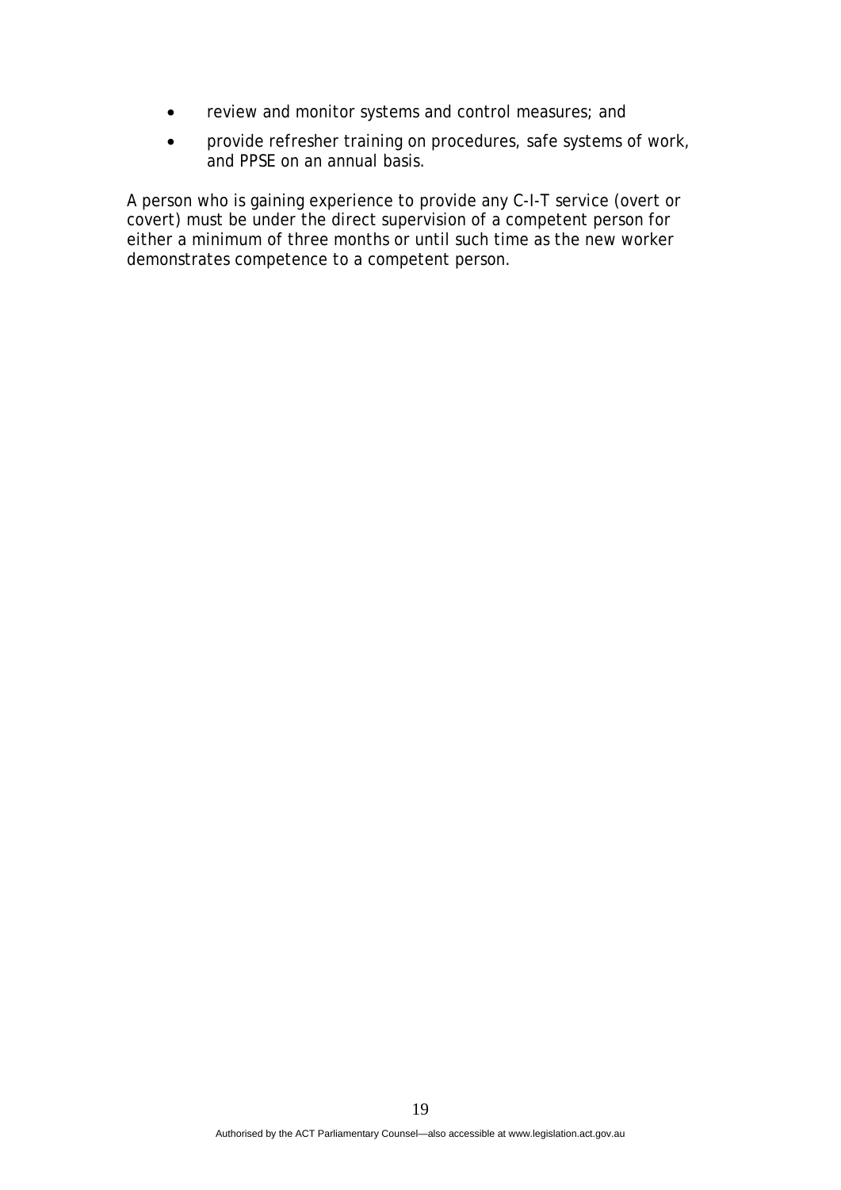- review and monitor systems and control measures; and
- provide refresher training on procedures, safe systems of work, and PPSE on an annual basis.

A person who is gaining experience to provide any C-I-T service (overt or covert) must be under the direct supervision of a competent person for either a minimum of three months or until such time as the new worker demonstrates competence to a competent person.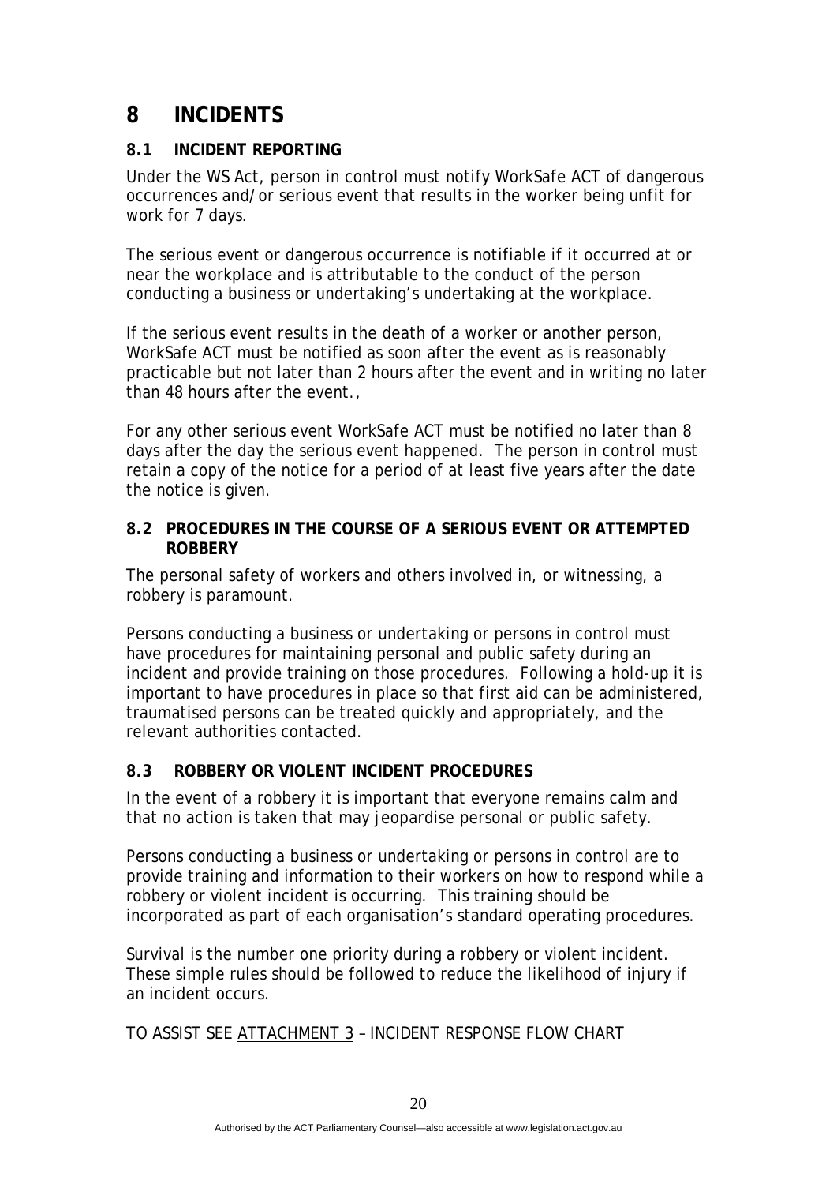# 8 INCIDENTS

## 8.1 INCIDENT REPORTING

Under the WS Act, person in control must notify WorkSafe ACT of dangerous occurrences and/or serious event that results in the worker being unfit for work for 7 days.

The serious event or dangerous occurrence is notifiable if it occurred at or near the workplace and is attributable to the conduct of the person conducting a business or undertaking's undertaking at the workplace.

If the serious event results in the death of a worker or another person, WorkSafe ACT must be notified as soon after the event as is reasonably practicable but not later than 2 hours after the event and in writing no later than 48 hours after the event.,

For any other serious event WorkSafe ACT must be notified no later than 8 days after the day the serious event happened. The person in control must retain a copy of the notice for a period of at least five years after the date the notice is given.

## 8.2 PROCEDURES IN THE COURSE OF A SERIOUS EVENT OR ATTEMPTED ROBBERY

The personal safety of workers and others involved in, or witnessing, a robbery is paramount.

Persons conducting a business or undertaking or persons in control must have procedures for maintaining personal and public safety during an incident and provide training on those procedures. Following a hold-up it is important to have procedures in place so that first aid can be administered, traumatised persons can be treated quickly and appropriately, and the relevant authorities contacted.

## 8.3 ROBBERY OR VIOLENT INCIDENT PROCEDURES

In the event of a robbery it is important that everyone remains calm and that no action is taken that may jeopardise personal or public safety.

Persons conducting a business or undertaking or persons in control are to provide training and information to their workers on how to respond while a robbery or violent incident is occurring. This training should be incorporated as part of each organisation's standard operating procedures.

Survival is the number one priority during a robbery or violent incident. These simple rules should be followed to reduce the likelihood of injury if an incident occurs.

TO ASSIST SEE ATTACHMENT 3 – INCIDENT RESPONSE FLOW CHART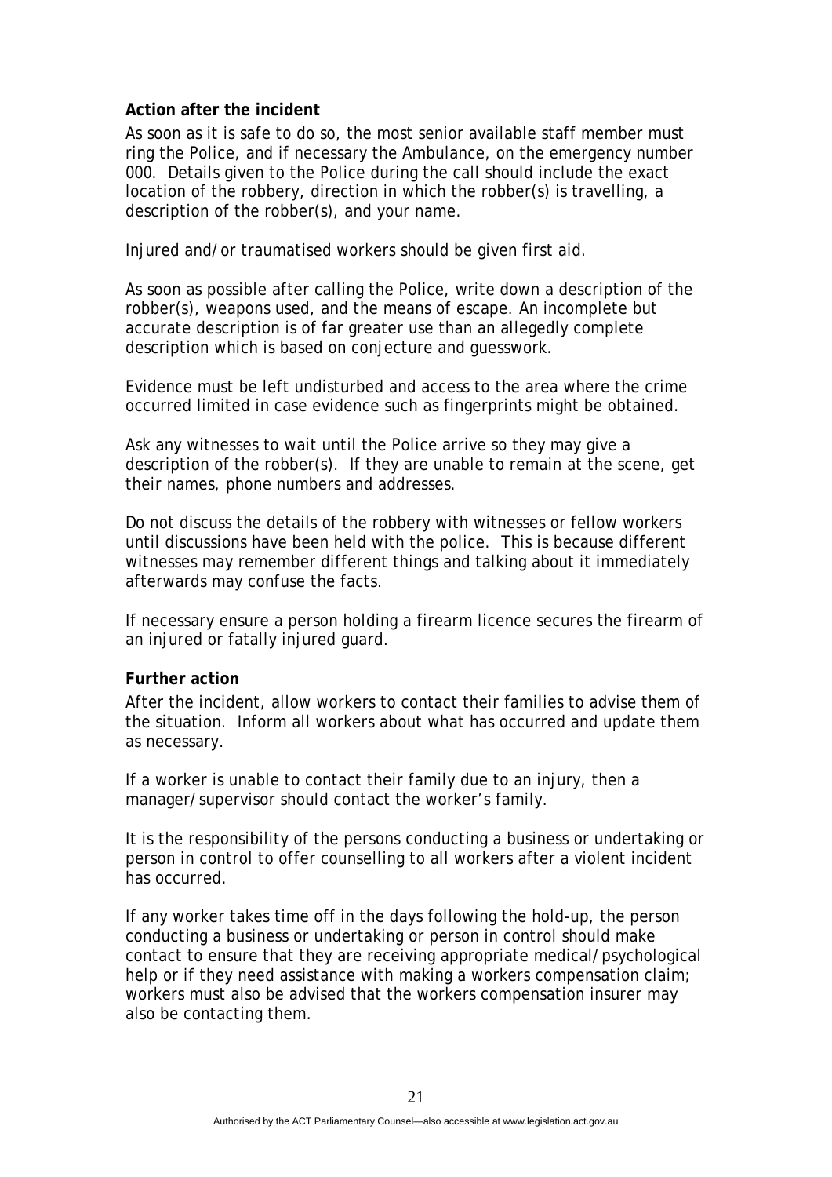**Action after the incident**

As soon as it is safe to do so, the most senior available staff member must ring the Police, and if necessary the Ambulance, on the emergency number 000. Details given to the Police during the call should include the exact location of the robbery, direction in which the robber(s) is travelling, a description of the robber(s), and your name.

Injured and/or traumatised workers should be given first aid.

As soon as possible after calling the Police, write down a description of the robber(s), weapons used, and the means of escape. An incomplete but accurate description is of far greater use than an allegedly complete description which is based on conjecture and guesswork.

Evidence must be left undisturbed and access to the area where the crime occurred limited in case evidence such as fingerprints might be obtained.

Ask any witnesses to wait until the Police arrive so they may give a description of the robber(s). If they are unable to remain at the scene, get their names, phone numbers and addresses.

Do not discuss the details of the robbery with witnesses or fellow workers until discussions have been held with the police. This is because different witnesses may remember different things and talking about it immediately afterwards may confuse the facts.

If necessary ensure a person holding a firearm licence secures the firearm of an injured or fatally injured guard.

**Further action**

After the incident, allow workers to contact their families to advise them of the situation. Inform all workers about what has occurred and update them as necessary.

If a worker is unable to contact their family due to an injury, then a manager/supervisor should contact the worker's family.

It is the responsibility of the persons conducting a business or undertaking or person in control to offer counselling to all workers after a violent incident has occurred.

If any worker takes time off in the days following the hold-up, the person conducting a business or undertaking or person in control should make contact to ensure that they are receiving appropriate medical/psychological help or if they need assistance with making a workers compensation claim; workers must also be advised that the workers compensation insurer may also be contacting them.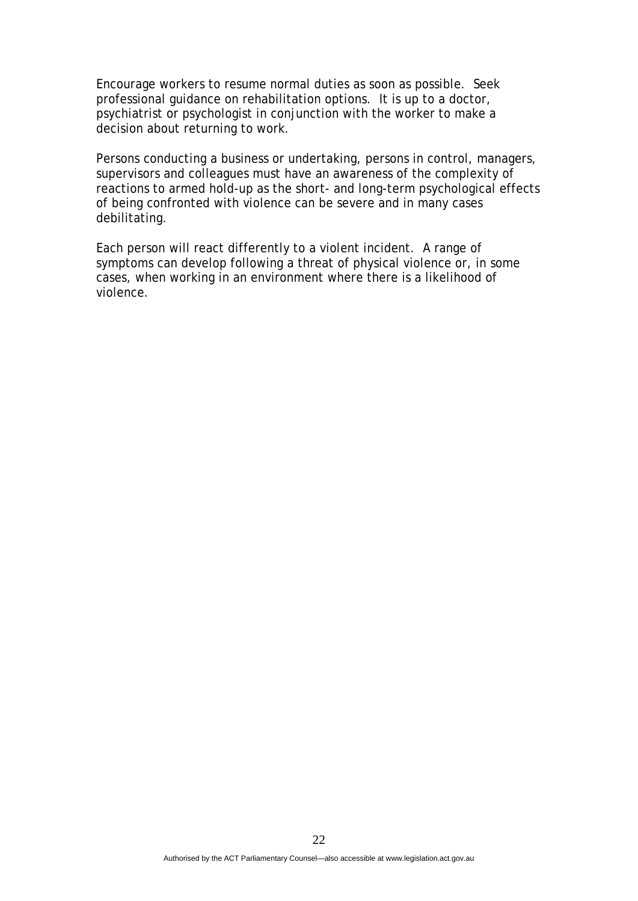Encourage workers to resume normal duties as soon as possible. Seek professional guidance on rehabilitation options. It is up to a doctor, psychiatrist or psychologist in conjunction with the worker to make a decision about returning to work.

Persons conducting a business or undertaking, persons in control, managers, supervisors and colleagues must have an awareness of the complexity of reactions to armed hold-up as the short- and long-term psychological effects of being confronted with violence can be severe and in many cases debilitating.

Each person will react differently to a violent incident. A range of symptoms can develop following a threat of physical violence or, in some cases, when working in an environment where there is a likelihood of violence.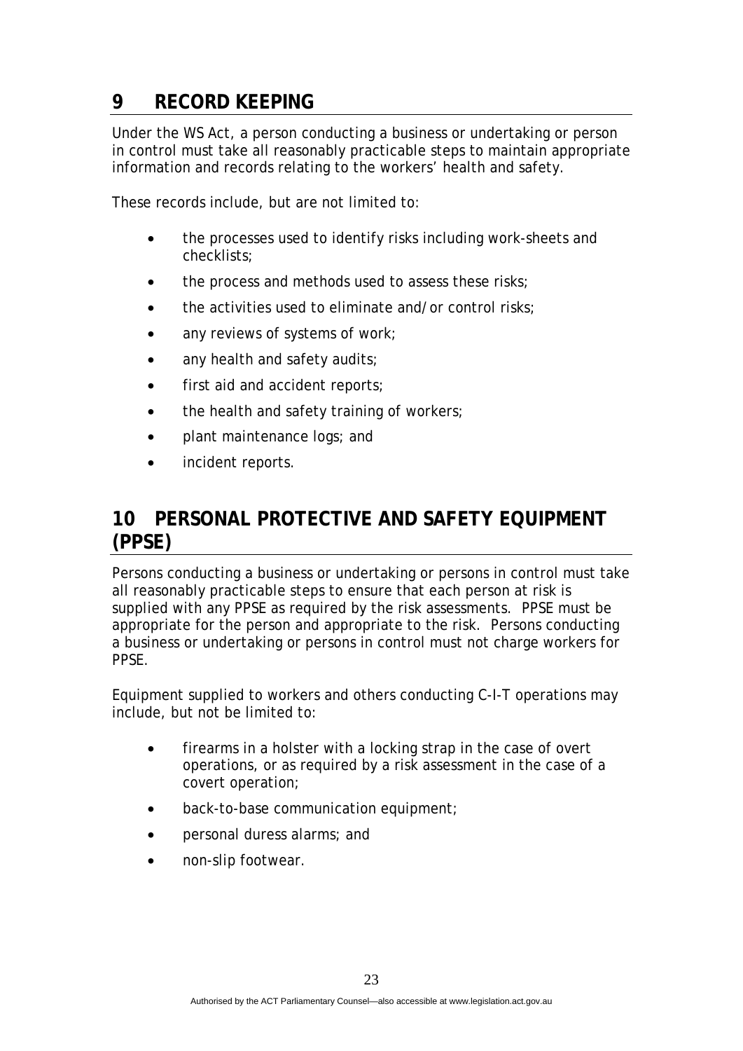## 9 RECORD KEEPING

Under the WS Act, a person conducting a business or undertaking or person in control must take all reasonably practicable steps to maintain appropriate information and records relating to the workers' health and safety.

These records include, but are not limited to:

- the processes used to identify risks including work-sheets and checklists;
- the process and methods used to assess these risks;
- the activities used to eliminate and/or control risks;
- any reviews of systems of work;
- any health and safety audits;
- first aid and accident reports;
- the health and safety training of workers;
- plant maintenance logs; and
- incident reports.

## 10 PERSONAL PROTECTIVE AND SAFETY EQUIPMENT (PPSE)

Persons conducting a business or undertaking or persons in control must take all reasonably practicable steps to ensure that each person at risk is supplied with any PPSE as required by the risk assessments. PPSE must be appropriate for the person and appropriate to the risk. Persons conducting a business or undertaking or persons in control must not charge workers for PPSE.

Equipment supplied to workers and others conducting C-I-T operations may include, but not be limited to:

- firearms in a holster with a locking strap in the case of overt operations, or as required by a risk assessment in the case of a covert operation;
- back-to-base communication equipment;
- personal duress alarms; and
- non-slip footwear.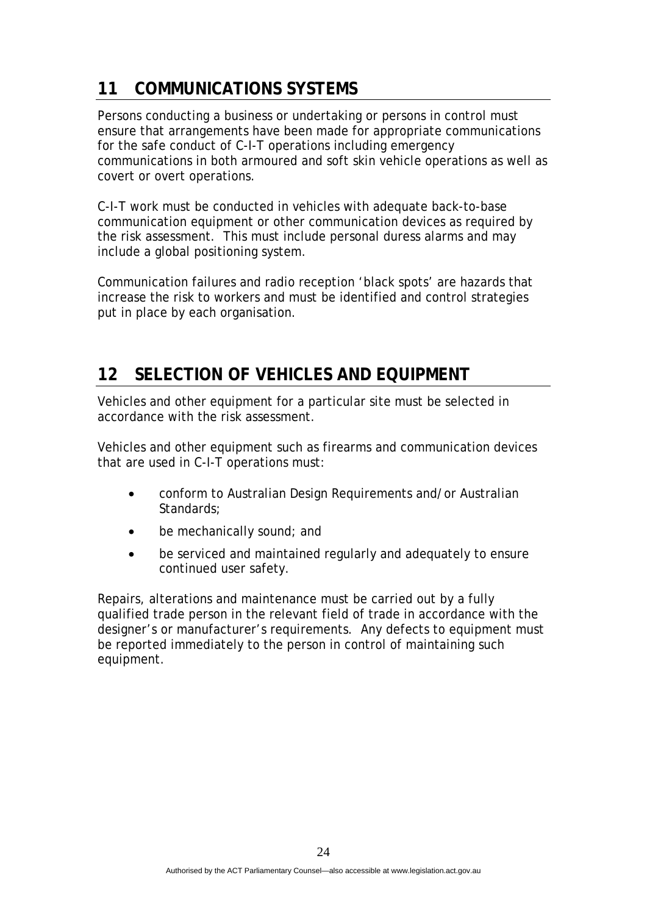## 11 COMMUNICATIONS SYSTEMS

Persons conducting a business or undertaking or persons in control must ensure that arrangements have been made for appropriate communications for the safe conduct of C-I-T operations including emergency communications in both armoured and soft skin vehicle operations as well as covert or overt operations.

C-I-T work must be conducted in vehicles with adequate back-to-base communication equipment or other communication devices as required by the risk assessment. This must include personal duress alarms and may include a global positioning system.

Communication failures and radio reception 'black spots' are hazards that increase the risk to workers and must be identified and control strategies put in place by each organisation.

## 12 SELECTION OF VEHICLES AND EQUIPMENT

Vehicles and other equipment for a particular site must be selected in accordance with the risk assessment.

Vehicles and other equipment such as firearms and communication devices that are used in C-I-T operations must:

- conform to Australian Design Requirements and/or Australian Standards;
- be mechanically sound; and
- be serviced and maintained regularly and adequately to ensure continued user safety.

Repairs, alterations and maintenance must be carried out by a fully qualified trade person in the relevant field of trade in accordance with the designer's or manufacturer's requirements. Any defects to equipment must be reported immediately to the person in control of maintaining such equipment.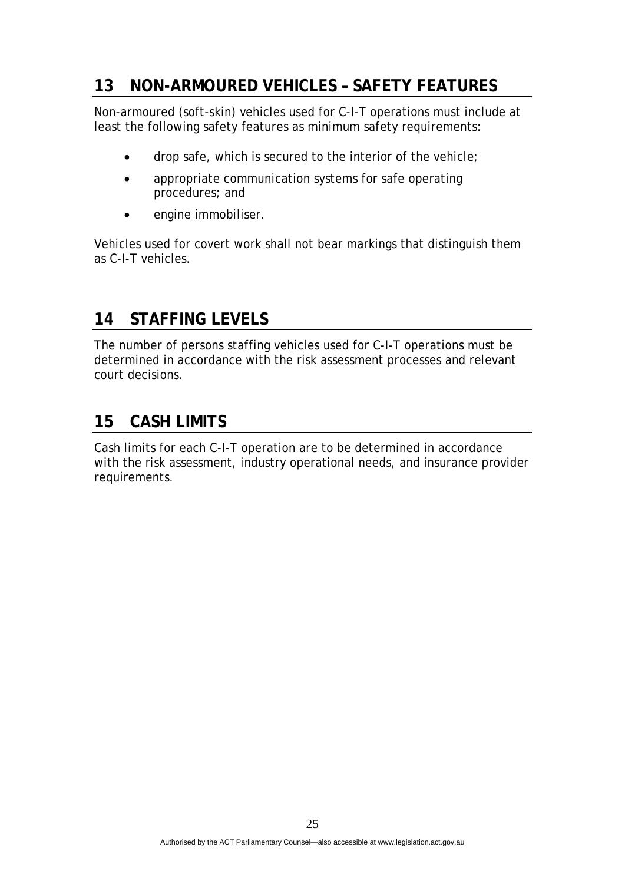## 13 NON-ARMOURED VEHICLES – SAFETY FEATURES

Non-armoured (soft-skin) vehicles used for C-I-T operations must include at least the following safety features as minimum safety requirements:

- drop safe, which is secured to the interior of the vehicle;
- appropriate communication systems for safe operating procedures; and
- engine immobiliser.

Vehicles used for covert work shall not bear markings that distinguish them as C-I-T vehicles.

## 14 STAFFING LEVELS

The number of persons staffing vehicles used for C-I-T operations must be determined in accordance with the risk assessment processes and relevant court decisions.

## 15 CASH LIMITS

Cash limits for each C-I-T operation are to be determined in accordance with the risk assessment, industry operational needs, and insurance provider requirements.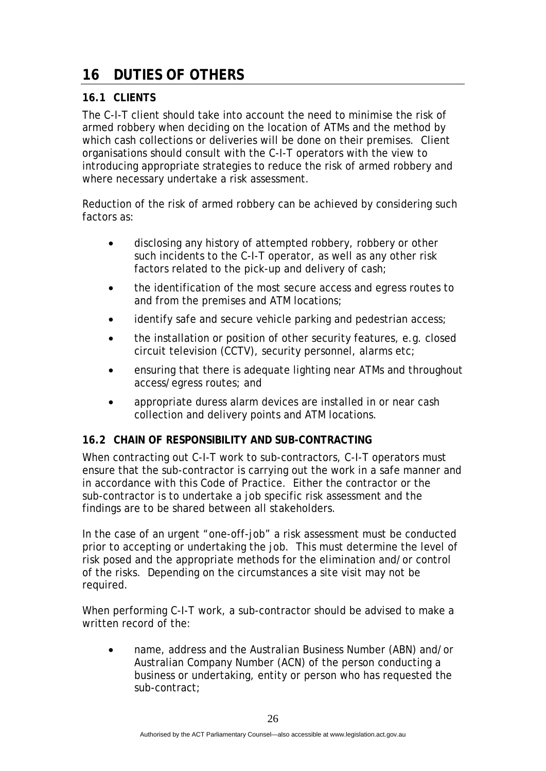# 16 DUTIES OF OTHERS

## 16.1 CLIENTS

The C-I-T client should take into account the need to minimise the risk of armed robbery when deciding on the location of ATMs and the method by which cash collections or deliveries will be done on their premises. Client organisations should consult with the C-I-T operators with the view to introducing appropriate strategies to reduce the risk of armed robbery and where necessary undertake a risk assessment.

Reduction of the risk of armed robbery can be achieved by considering such factors as:

- disclosing any history of attempted robbery, robbery or other such incidents to the C-I-T operator, as well as any other risk factors related to the pick-up and delivery of cash;
- the identification of the most secure access and egress routes to and from the premises and ATM locations;
- identify safe and secure vehicle parking and pedestrian access;
- the installation or position of other security features, e.g. closed circuit television (CCTV), security personnel, alarms etc;
- ensuring that there is adequate lighting near ATMs and throughout access/egress routes; and
- appropriate duress alarm devices are installed in or near cash collection and delivery points and ATM locations.

## 16.2 CHAIN OF RESPONSIBILITY AND SUB-CONTRACTING

When contracting out C-I-T work to sub-contractors, C-I-T operators must ensure that the sub-contractor is carrying out the work in a safe manner and in accordance with this Code of Practice. Either the contractor or the sub-contractor is to undertake a job specific risk assessment and the findings are to be shared between all stakeholders.

In the case of an urgent "one-off-job" a risk assessment must be conducted prior to accepting or undertaking the job. This must determine the level of risk posed and the appropriate methods for the elimination and/or control of the risks. Depending on the circumstances a site visit may not be required.

When performing C-I-T work, a sub-contractor should be advised to make a written record of the:

- name, address and the Australian Business Number (ABN) and/or Australian Company Number (ACN) of the person conducting a business or undertaking, entity or person who has requested the sub-contract;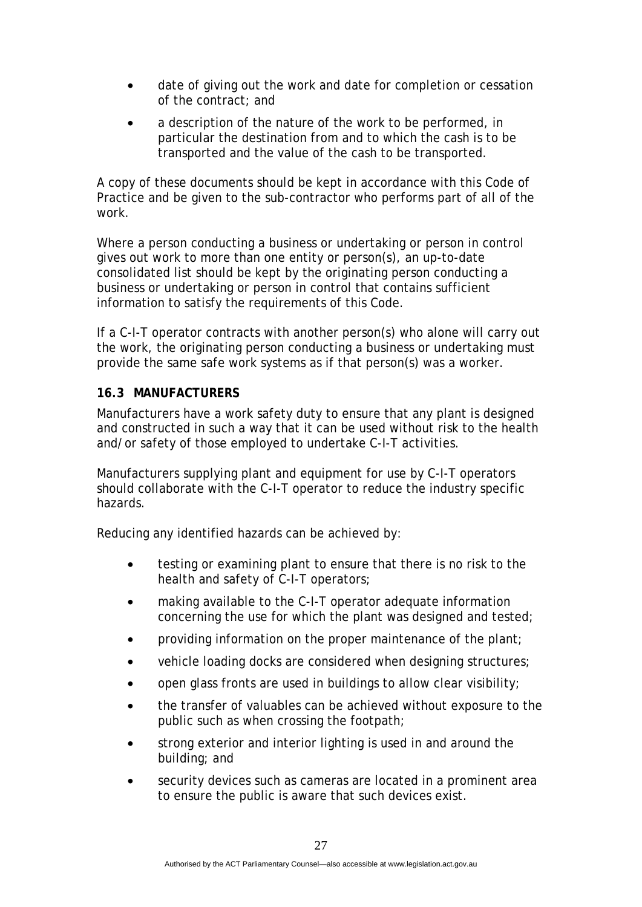- date of giving out the work and date for completion or cessation of the contract; and
- a description of the nature of the work to be performed, in particular the destination from and to which the cash is to be transported and the value of the cash to be transported.

A copy of these documents should be kept in accordance with this Code of Practice and be given to the sub-contractor who performs part of all of the work.

Where a person conducting a business or undertaking or person in control gives out work to more than one entity or person(s), an up-to-date consolidated list should be kept by the originating person conducting a business or undertaking or person in control that contains sufficient information to satisfy the requirements of this Code.

If a C-I-T operator contracts with another person(s) who alone will carry out the work, the originating person conducting a business or undertaking must provide the same safe work systems as if that person(s) was a worker.

### 16.3 MANUFACTURERS

Manufacturers have a work safety duty to ensure that any plant is designed and constructed in such a way that it can be used without risk to the health and/or safety of those employed to undertake C-I-T activities.

Manufacturers supplying plant and equipment for use by C-I-T operators should collaborate with the C-I-T operator to reduce the industry specific hazards.

Reducing any identified hazards can be achieved by:

- testing or examining plant to ensure that there is no risk to the health and safety of C-I-T operators;
- making available to the C-I-T operator adequate information concerning the use for which the plant was designed and tested;
- providing information on the proper maintenance of the plant;
- vehicle loading docks are considered when designing structures;
- open glass fronts are used in buildings to allow clear visibility;
- the transfer of valuables can be achieved without exposure to the public such as when crossing the footpath;
- strong exterior and interior lighting is used in and around the building; and
- security devices such as cameras are located in a prominent area to ensure the public is aware that such devices exist.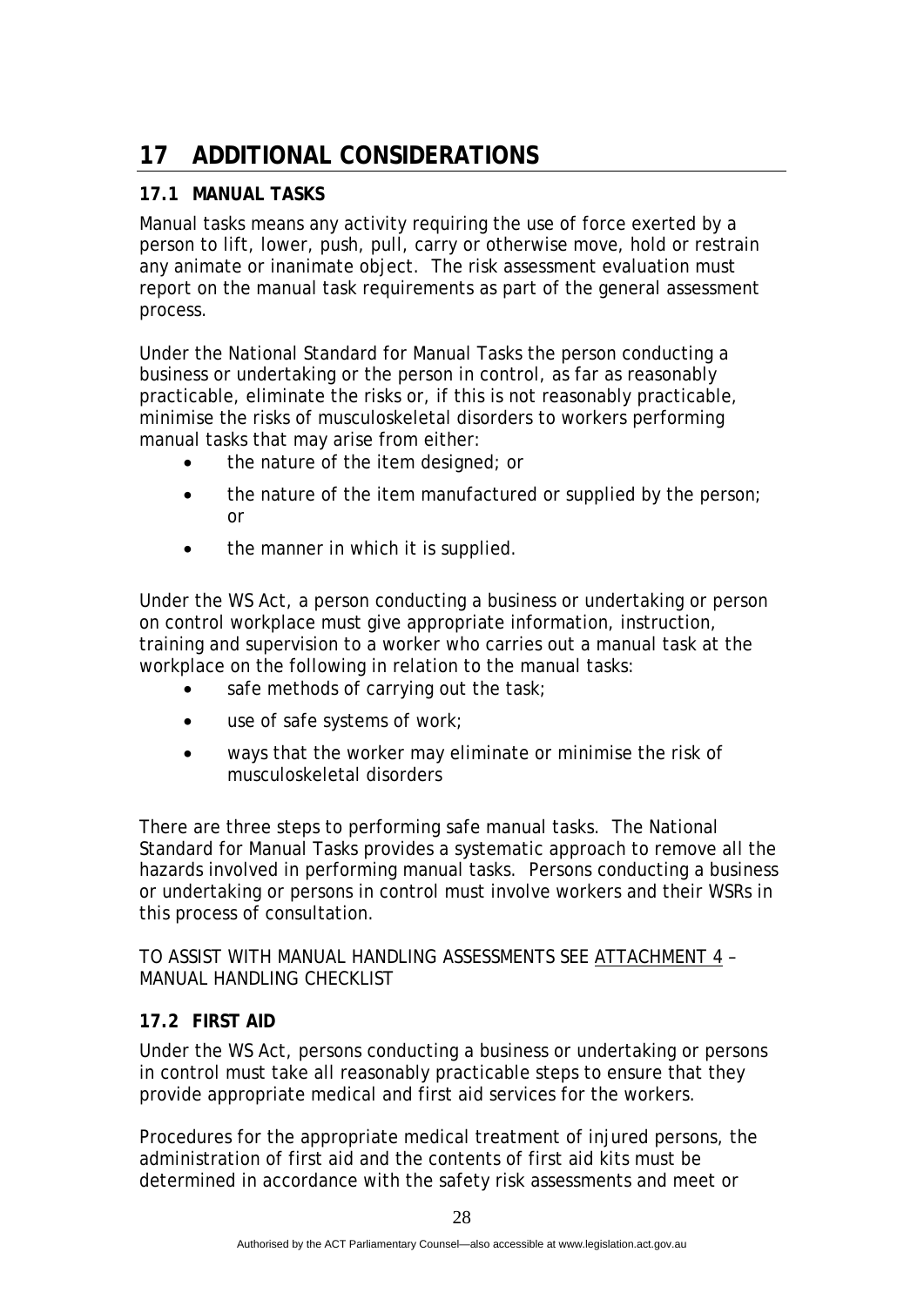# 17 ADDITIONAL CONSIDERATIONS

## 17.1 MANUAL TASKS

Manual tasks means any activity requiring the use of force exerted by a person to lift, lower, push, pull, carry or otherwise move, hold or restrain any animate or inanimate object. The risk assessment evaluation must report on the manual task requirements as part of the general assessment process.

Under the National Standard for Manual Tasks the person conducting a business or undertaking or the person in control, as far as reasonably practicable, eliminate the risks or, if this is not reasonably practicable, minimise the risks of musculoskeletal disorders to workers performing manual tasks that may arise from either:

- the nature of the item designed; or
- the nature of the item manufactured or supplied by the person; or
- the manner in which it is supplied.

Under the WS Act, a person conducting a business or undertaking or person on control workplace must give appropriate information, instruction, training and supervision to a worker who carries out a manual task at the workplace on the following in relation to the manual tasks:

- safe methods of carrying out the task;
- use of safe systems of work;
- ways that the worker may eliminate or minimise the risk of musculoskeletal disorders

There are three steps to performing safe manual tasks. The National Standard for Manual Tasks provides a systematic approach to remove all the hazards involved in performing manual tasks. Persons conducting a business or undertaking or persons in control must involve workers and their WSRs in this process of consultation.

TO ASSIST WITH MANUAL HANDLING ASSESSMENTS SEE ATTACHMENT 4 – MANUAL HANDLING CHECKLIST

## 17.2 FIRST AID

Under the WS Act, persons conducting a business or undertaking or persons in control must take all reasonably practicable steps to ensure that they provide appropriate medical and first aid services for the workers.

Procedures for the appropriate medical treatment of injured persons, the administration of first aid and the contents of first aid kits must be determined in accordance with the safety risk assessments and meet or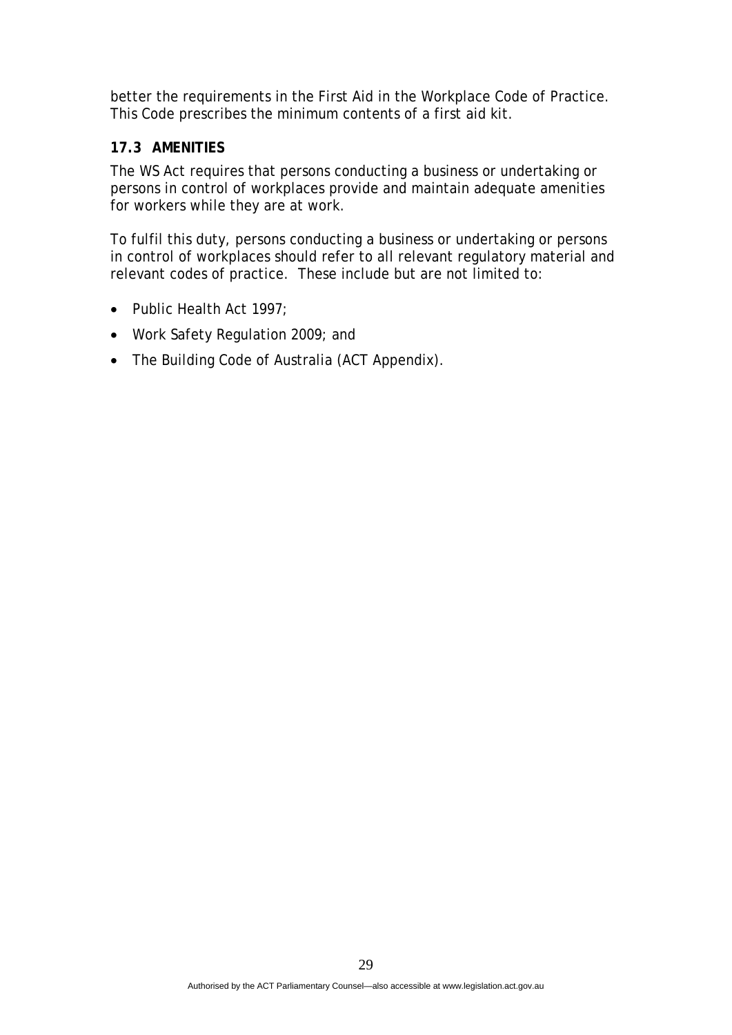better the requirements in the First Aid in the Workplace Code of Practice. This Code prescribes the minimum contents of a first aid kit.

### 17.3 AMENITIES

The WS Act requires that persons conducting a business or undertaking or persons in control of workplaces provide and maintain adequate amenities for workers while they are at work.

To fulfil this duty, persons conducting a business or undertaking or persons in control of workplaces should refer to all relevant regulatory material and relevant codes of practice. These include but are not limited to:

- Public Health Act 1997;
- Work Safety Regulation 2009; and
- The Building Code of Australia (ACT Appendix).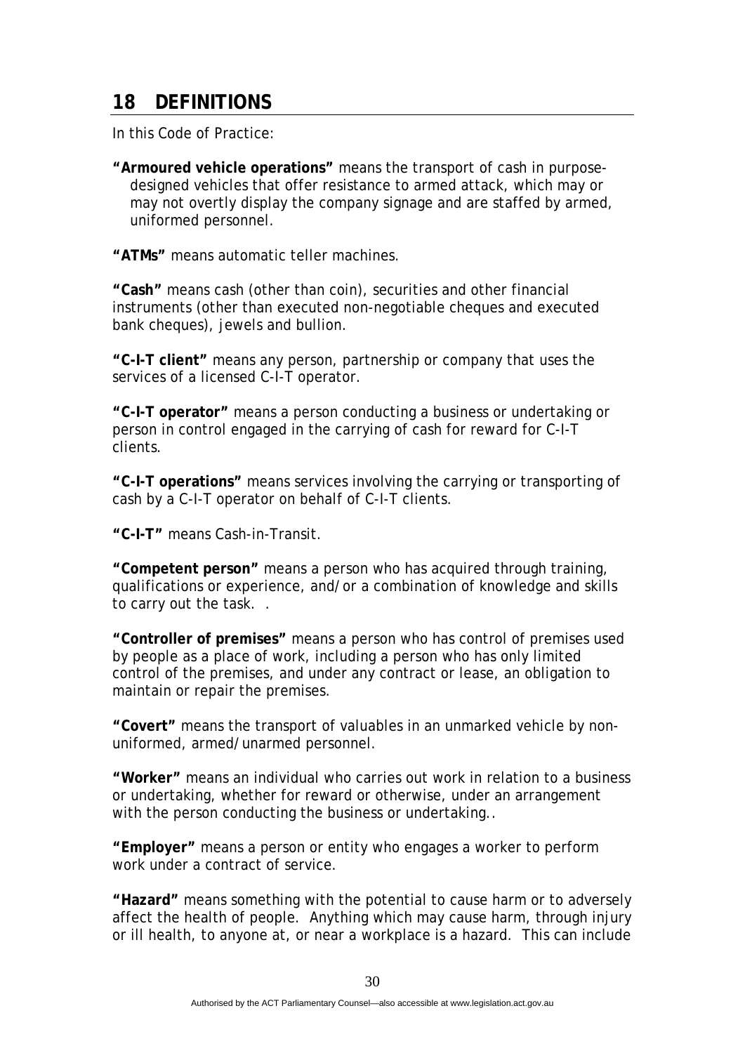## 18 DEFINITIONS

In this Code of Practice:

**"Armoured vehicle operations"** means the transport of cash in purpose-designed vehicles that offer resistance to armed attack, which may or may not overtly display the company signage and are staffed by armed, uniformed personnel.

**"ATMs"** means automatic teller machines.

**"Cash"** means cash (other than coin), securities and other financial instruments (other than executed non-negotiable cheques and executed bank cheques), jewels and bullion.

**"C-I-T client"** means any person, partnership or company that uses the services of a licensed C-I-T operator.

**"C-I-T operator"** means a person conducting a business or undertaking or person in control engaged in the carrying of cash for reward for C-I-T clients.

**"C-I-T operations"** means services involving the carrying or transporting of cash by a C-I-T operator on behalf of C-I-T clients.

**"C-I-T"** means Cash-in-Transit.

**"Competent person"** means a person who has acquired through training, qualifications or experience, and/or a combination of knowledge and skills to carry out the task. .

**"Controller of premises"** means a person who has control of premises used by people as a place of work, including a person who has only limited control of the premises, and under any contract or lease, an obligation to maintain or repair the premises.

**"Covert"** means the transport of valuables in an unmarked vehicle by non-uniformed, armed/unarmed personnel.

**"Worker"** means an individual who carries out work in relation to a business or undertaking, whether for reward or otherwise, under an arrangement with the person conducting the business or undertaking..

**"Employer"** means a person or entity who engages a worker to perform work under a contract of service.

**"Hazard"** means something with the potential to cause harm or to adversely affect the health of people. Anything which may cause harm, through injury or ill health, to anyone at, or near a workplace is a hazard. This can include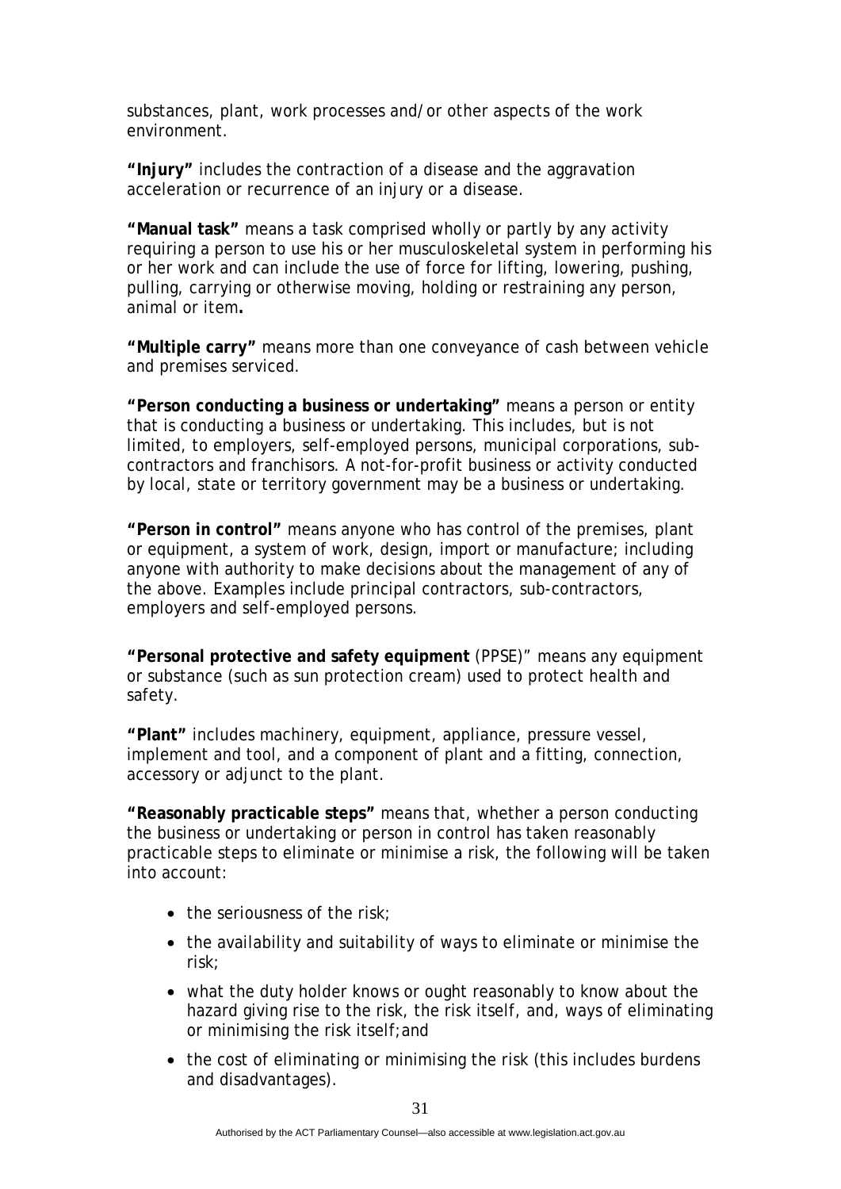substances, plant, work processes and/or other aspects of the work environment.

**"Injury"** includes the contraction of a disease and the aggravation acceleration or recurrence of an injury or a disease.

**"Manual task"** means a task comprised wholly or partly by any activity requiring a person to use his or her musculoskeletal system in performing his or her work and can include the use of force for lifting, lowering, pushing, pulling, carrying or otherwise moving, holding or restraining any person, animal or item**.**

**"Multiple carry"** means more than one conveyance of cash between vehicle and premises serviced.

**"Person conducting a business or undertaking"** means a person or entity that is conducting a business or undertaking. This includes, but is not limited, to employers, self-employed persons, municipal corporations, sub-contractors and franchisors. A not-for-profit business or activity conducted by local, state or territory government may be a business or undertaking.

**"Person in control"** means anyone who has control of the premises, plant or equipment, a system of work, design, import or manufacture; including anyone with authority to make decisions about the management of any of the above. Examples include principal contractors, sub-contractors, employers and self-employed persons.

**"Personal protective and safety equipment** (PPSE)" means any equipment or substance (such as sun protection cream) used to protect health and safety.

**"Plant"** includes machinery, equipment, appliance, pressure vessel, implement and tool, and a component of plant and a fitting, connection, accessory or adjunct to the plant.

**"Reasonably practicable steps"** means that, whether a person conducting the business or undertaking or person in control has taken reasonably practicable steps to eliminate or minimise a risk, the following will be taken into account:

- the seriousness of the risk;
- the availability and suitability of ways to eliminate or minimise the risk;
- what the duty holder knows or ought reasonably to know about the hazard giving rise to the risk, the risk itself, and, ways of eliminating or minimising the risk itself;and
- the cost of eliminating or minimising the risk (this includes burdens and disadvantages).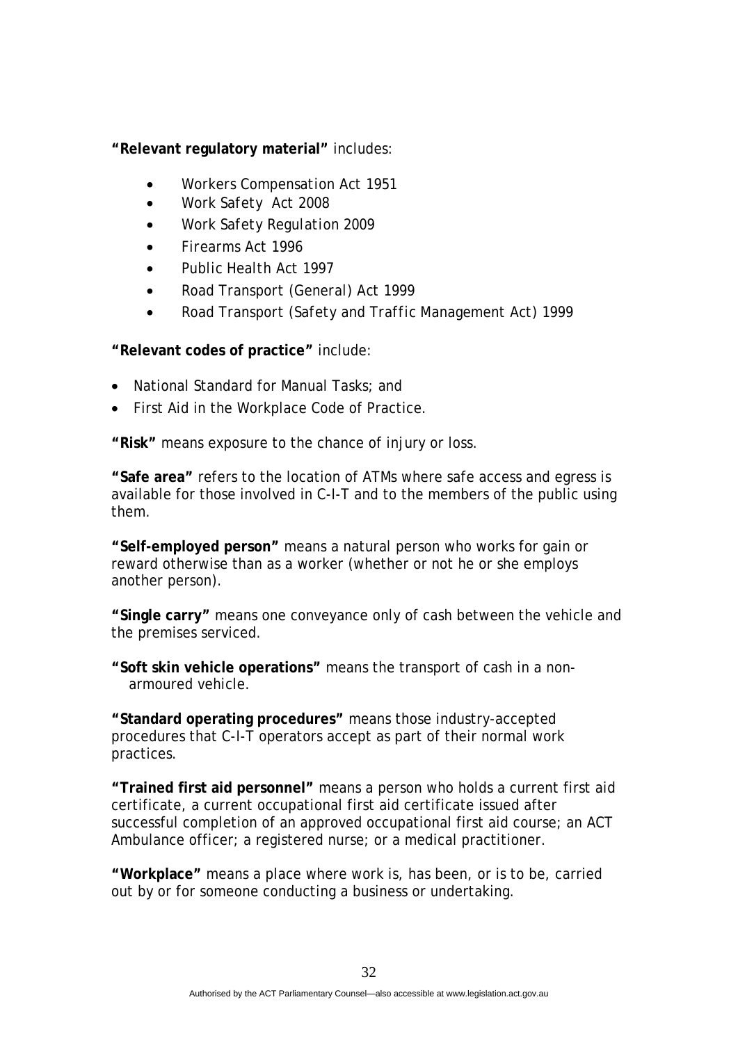**"Relevant regulatory material"** includes:

- Workers Compensation Act 1951
- Work Safety Act 2008
- Work Safety Regulation 2009
- Firearms Act 1996
- Public Health Act 1997
- Road Transport (General) Act 1999
- Road Transport (Safety and Traffic Management Act) 1999

**"Relevant codes of practice"** include:

- National Standard for Manual Tasks; and
- First Aid in the Workplace Code of Practice.

**"Risk"** means exposure to the chance of injury or loss.

**"Safe area"** refers to the location of ATMs where safe access and egress is available for those involved in C-I-T and to the members of the public using them.

**"Self-employed person"** means a natural person who works for gain or reward otherwise than as a worker (whether or not he or she employs another person).

**"Single carry"** means one conveyance only of cash between the vehicle and the premises serviced.

**"Soft skin vehicle operations"** means the transport of cash in a non-armoured vehicle.

**"Standard operating procedures"** means those industry-accepted procedures that C-I-T operators accept as part of their normal work practices.

**"Trained first aid personnel"** means a person who holds a current first aid certificate, a current occupational first aid certificate issued after successful completion of an approved occupational first aid course; an ACT Ambulance officer; a registered nurse; or a medical practitioner.

**"Workplace"** means a place where work is, has been, or is to be, carried out by or for someone conducting a business or undertaking.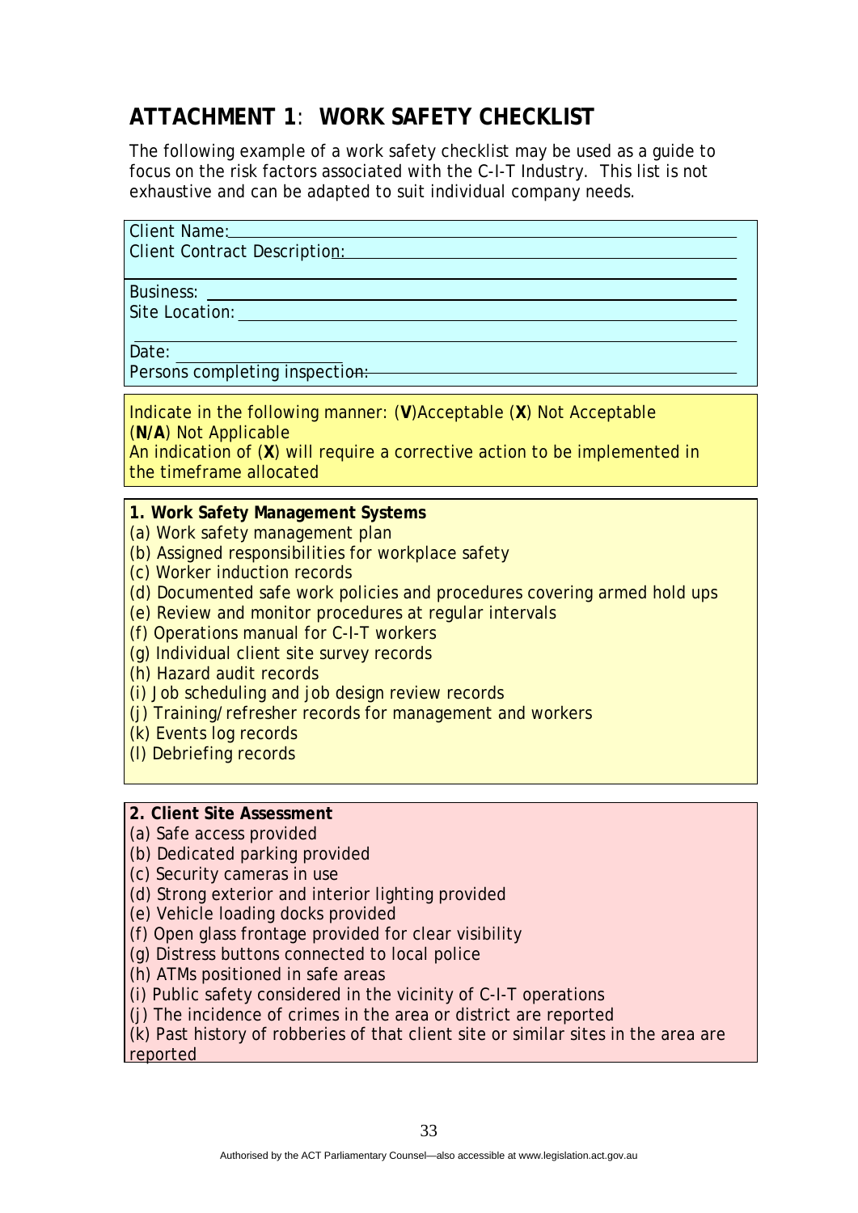## ATTACHMENT 1: WORK SAFETY CHECKLIST

The following example of a work safety checklist may be used as a guide to focus on the risk factors associated with the C-I-T Industry. This list is not exhaustive and can be adapted to suit individual company needs.

Client Name: ____________________

Client Contract Description: ____________________

Business: ____________________

Site Location: ____________________

Date: ____________________

Persons completing inspection: ____________________

Indicate in the following manner: (**V**)Acceptable (**X**) Not Acceptable (**N/A**) Not Applicable

An indication of (**X**) will require a corrective action to be implemented in the timeframe allocated

**1. Work Safety Management Systems**

(a) Work safety management plan

(b) Assigned responsibilities for workplace safety

(c) Worker induction records

(d) Documented safe work policies and procedures covering armed hold ups

(e) Review and monitor procedures at regular intervals

(f) Operations manual for C-I-T workers

(g) Individual client site survey records

(h) Hazard audit records

(i) Job scheduling and job design review records

(j) Training/refresher records for management and workers

(k) Events log records

(l) Debriefing records

**2. Client Site Assessment**

(a) Safe access provided

(b) Dedicated parking provided

(c) Security cameras in use

(d) Strong exterior and interior lighting provided

(e) Vehicle loading docks provided

(f) Open glass frontage provided for clear visibility

(g) Distress buttons connected to local police

(h) ATMs positioned in safe areas

(i) Public safety considered in the vicinity of C-I-T operations

(j) The incidence of crimes in the area or district are reported

(k) Past history of robberies of that client site or similar sites in the area are reported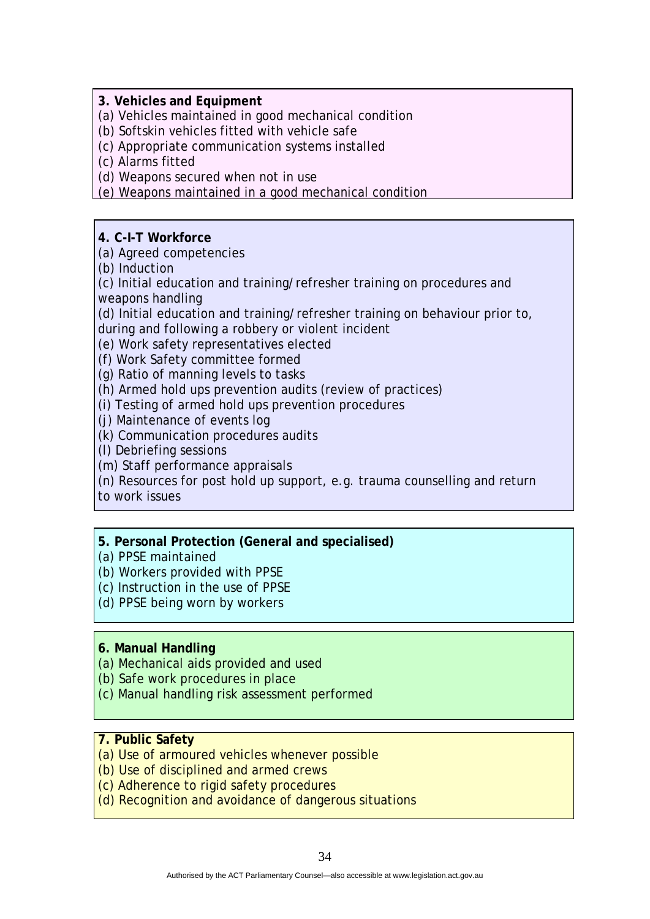**3. Vehicles and Equipment**

(a) Vehicles maintained in good mechanical condition
(b) Softskin vehicles fitted with vehicle safe
(c) Appropriate communication systems installed
(c) Alarms fitted
(d) Weapons secured when not in use
(e) Weapons maintained in a good mechanical condition

**4. C-I-T Workforce**

(a) Agreed competencies
(b) Induction
(c) Initial education and training/refresher training on procedures and weapons handling
(d) Initial education and training/refresher training on behaviour prior to, during and following a robbery or violent incident
(e) Work safety representatives elected
(f) Work Safety committee formed
(g) Ratio of manning levels to tasks
(h) Armed hold ups prevention audits (review of practices)
(i) Testing of armed hold ups prevention procedures
(j) Maintenance of events log
(k) Communication procedures audits
(l) Debriefing sessions
(m) Staff performance appraisals
(n) Resources for post hold up support, e.g. trauma counselling and return to work issues

**5. Personal Protection (General and specialised)**

(a) PPSE maintained
(b) Workers provided with PPSE
(c) Instruction in the use of PPSE
(d) PPSE being worn by workers

**6. Manual Handling**

(a) Mechanical aids provided and used
(b) Safe work procedures in place
(c) Manual handling risk assessment performed

**7. Public Safety**

(a) Use of armoured vehicles whenever possible
(b) Use of disciplined and armed crews
(c) Adherence to rigid safety procedures
(d) Recognition and avoidance of dangerous situations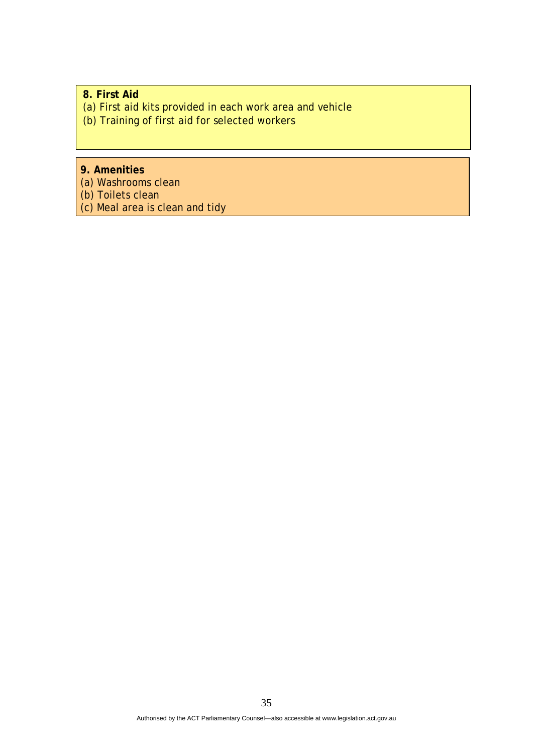**8. First Aid**

(a) First aid kits provided in each work area and vehicle

(b) Training of first aid for selected workers

**9. Amenities**

(a) Washrooms clean

(b) Toilets clean

(c) Meal area is clean and tidy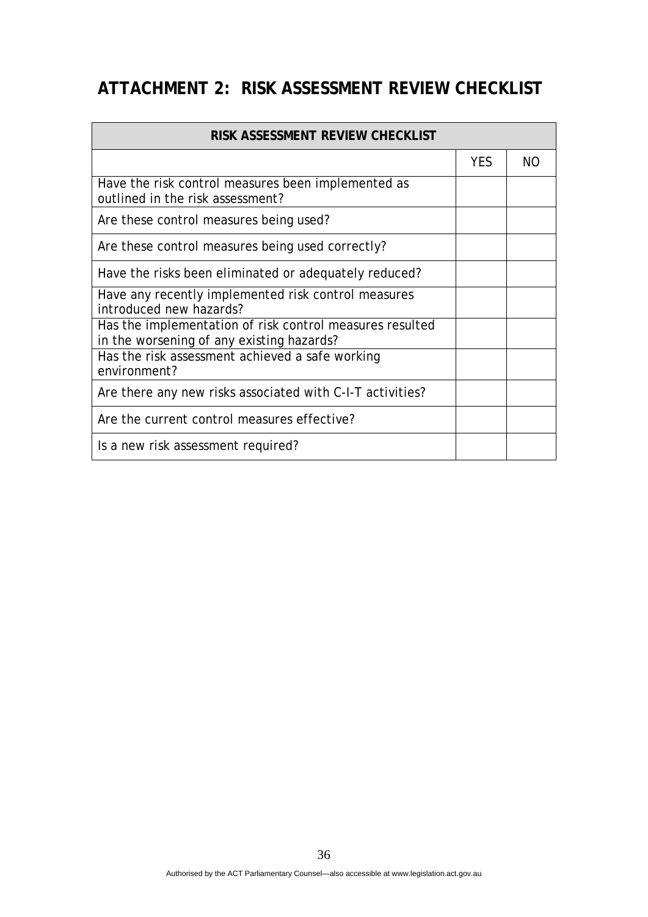# ATTACHMENT 2: RISK ASSESSMENT REVIEW CHECKLIST

| RISK ASSESSMENT REVIEW CHECKLIST | | |
|---|---|---|
| | YES | NO |
| Have the risk control measures been implemented as outlined in the risk assessment? | | |
| Are these control measures being used? | | |
| Are these control measures being used correctly? | | |
| Have the risks been eliminated or adequately reduced? | | |
| Have any recently implemented risk control measures introduced new hazards? | | |
| Has the implementation of risk control measures resulted in the worsening of any existing hazards? | | |
| Has the risk assessment achieved a safe working environment? | | |
| Are there any new risks associated with C-I-T activities? | | |
| Are the current control measures effective? | | |
| Is a new risk assessment required? | | |

Authorised by the ACT Parliamentary Counsel—also accessible at www.legislation.act.gov.au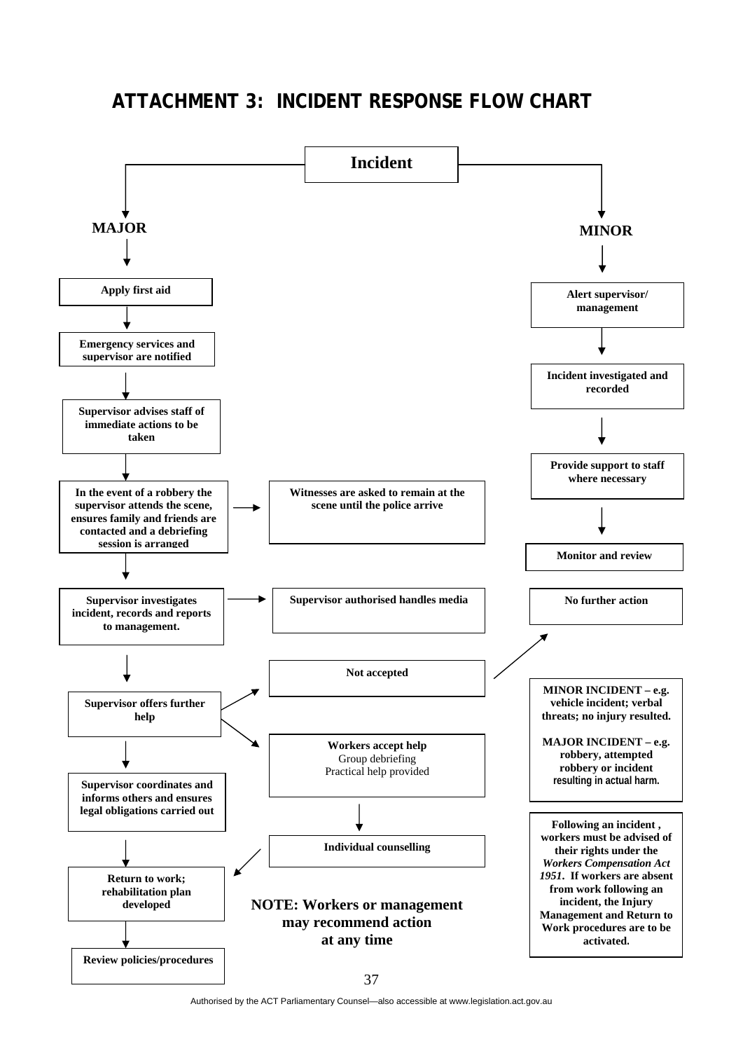# ATTACHMENT 3: INCIDENT RESPONSE FLOW CHART

**Incident**

**MAJOR**

- **Apply first aid**
- **Emergency services and supervisor are notified**
- **Supervisor advises staff of immediate actions to be taken**
- **In the event of a robbery the supervisor attends the scene, ensures family and friends are contacted and a debriefing session is arranged** → **Witnesses are asked to remain at the scene until the police arrive**
- **Supervisor investigates incident, records and reports to management.** → **Supervisor authorised handles media**
- **Supervisor offers further help**
  - → **Not accepted** → **No further action**
  - → **Workers accept help** Group debriefing Practical help provided → **Individual counselling** → **Return to work; rehabilitation plan developed**
- **Supervisor coordinates and informs others and ensures legal obligations carried out**
- **Return to work; rehabilitation plan developed**
- **Review policies/procedures**

**MINOR**

- **Alert supervisor/ management**
- **Incident investigated and recorded**
- **Provide support to staff where necessary**
- **Monitor and review**
- **No further action**

**MINOR INCIDENT – e.g. vehicle incident; verbal threats; no injury resulted.**

**MAJOR INCIDENT – e.g. robbery, attempted robbery or incident resulting in actual harm.**

**Following an incident , workers must be advised of their rights under the *Workers Compensation Act 1951*. If workers are absent from work following an incident, the Injury Management and Return to Work procedures are to be activated.**

**NOTE: Workers or management may recommend action at any time**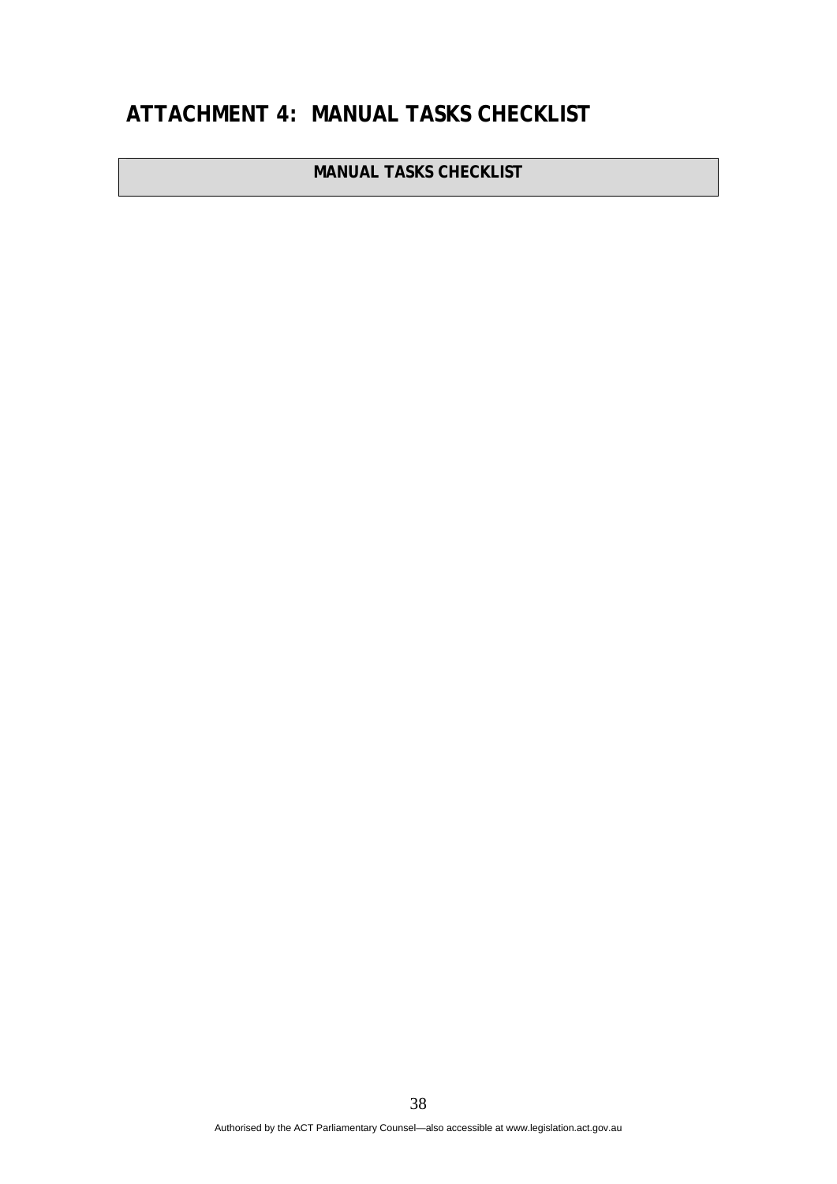# ATTACHMENT 4: MANUAL TASKS CHECKLIST

| MANUAL TASKS CHECKLIST |
| --- |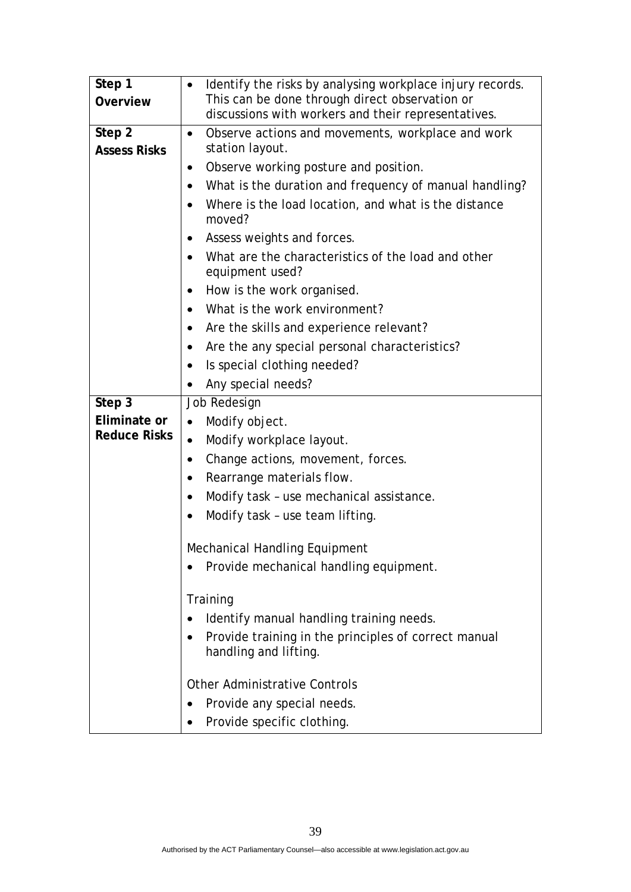| | |
|---|---|
| **Step 1**<br>**Overview** | • Identify the risks by analysing workplace injury records. This can be done through direct observation or discussions with workers and their representatives. |
| **Step 2**<br>**Assess Risks** | • Observe actions and movements, workplace and work station layout.<br>• Observe working posture and position.<br>• What is the duration and frequency of manual handling?<br>• Where is the load location, and what is the distance moved?<br>• Assess weights and forces.<br>• What are the characteristics of the load and other equipment used?<br>• How is the work organised.<br>• What is the work environment?<br>• Are the skills and experience relevant?<br>• Are the any special personal characteristics?<br>• Is special clothing needed?<br>• Any special needs? |
| **Step 3**<br>**Eliminate or Reduce Risks** | Job Redesign<br>• Modify object.<br>• Modify workplace layout.<br>• Change actions, movement, forces.<br>• Rearrange materials flow.<br>• Modify task – use mechanical assistance.<br>• Modify task – use team lifting.<br><br>Mechanical Handling Equipment<br>• Provide mechanical handling equipment.<br><br>Training<br>• Identify manual handling training needs.<br>• Provide training in the principles of correct manual handling and lifting.<br><br>Other Administrative Controls<br>• Provide any special needs.<br>• Provide specific clothing. |

Authorised by the ACT Parliamentary Counsel—also accessible at www.legislation.act.gov.au